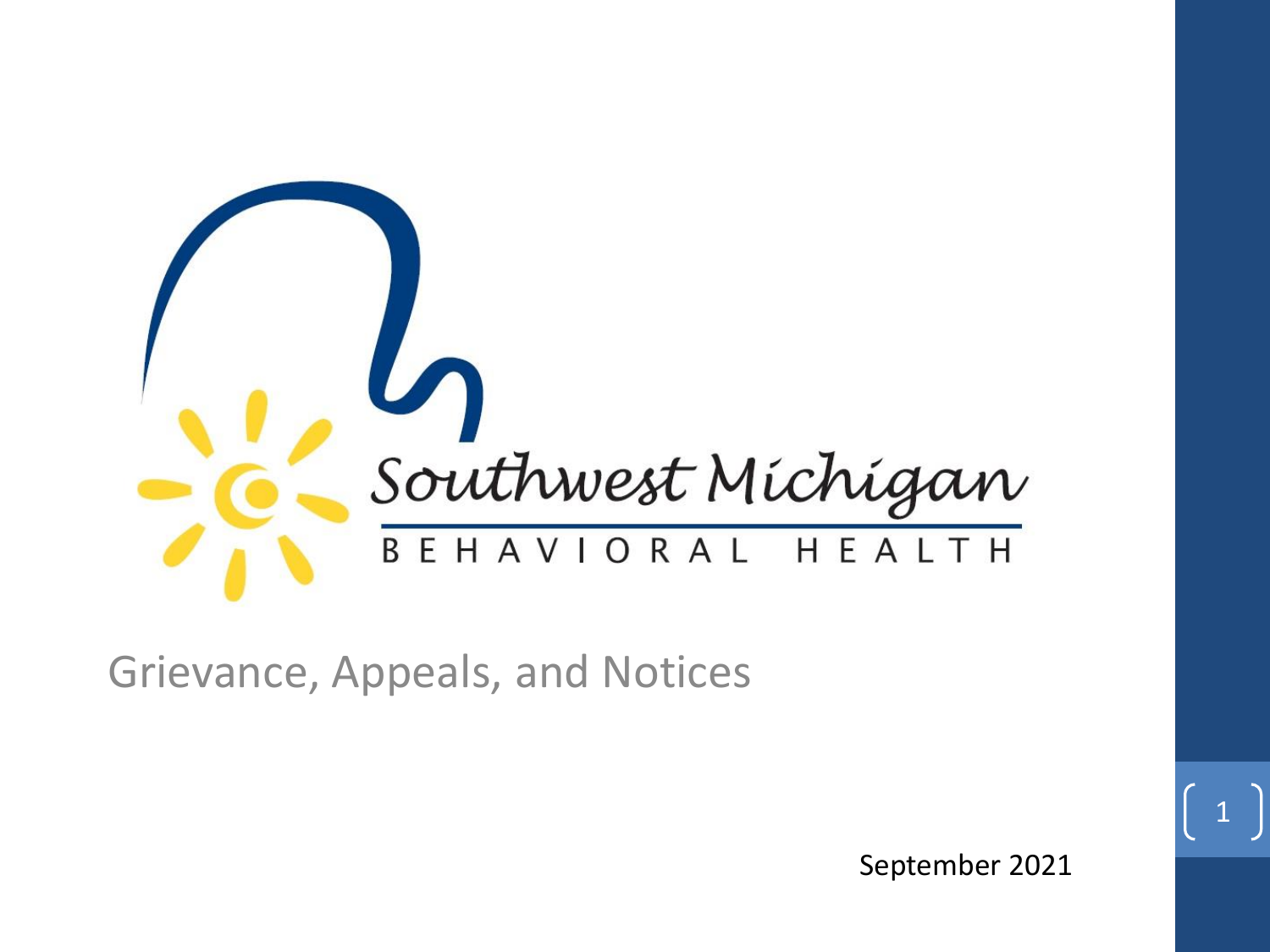Southwest Michigan

BEHAVIORAL HEALTH

# Grievance, Appeals, and Notices

September 2021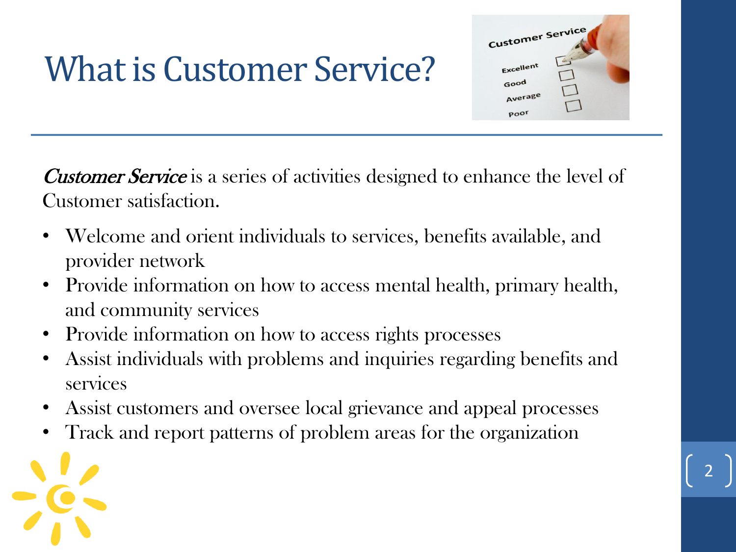# What is Customer Service?

*Customer Service* is a series of activities designed to enhance the level of Customer satisfaction.

- Welcome and orient individuals to services, benefits available, and provider network
- Provide information on how to access mental health, primary health, and community services
- Provide information on how to access rights processes
- Assist individuals with problems and inquiries regarding benefits and services
- Assist customers and oversee local grievance and appeal processes
- Track and report patterns of problem areas for the organization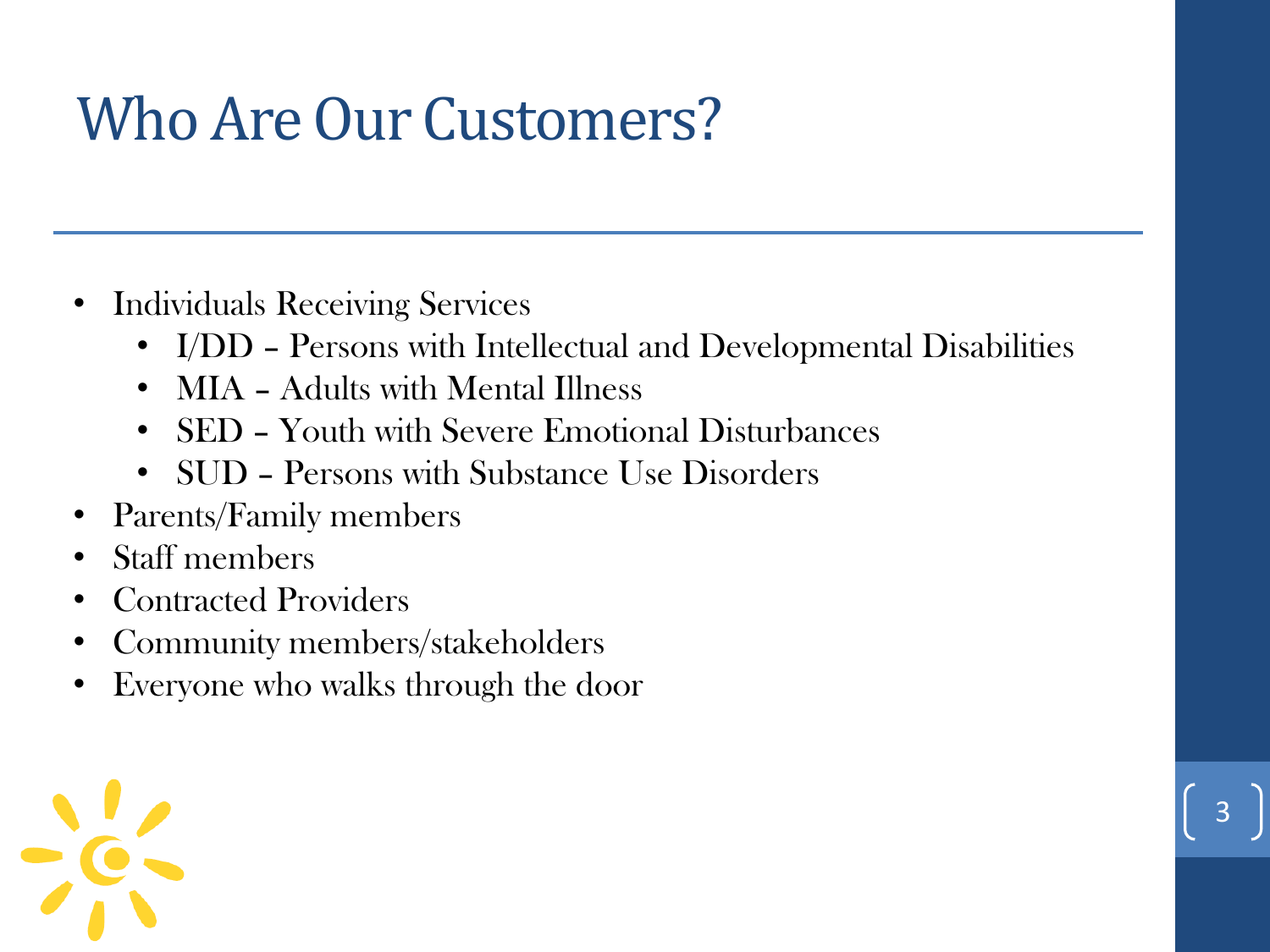# Who Are Our Customers?

- Individuals Receiving Services
  - I/DD – Persons with Intellectual and Developmental Disabilities
  - MIA – Adults with Mental Illness
  - SED – Youth with Severe Emotional Disturbances
  - SUD – Persons with Substance Use Disorders
- Parents/Family members
- Staff members
- Contracted Providers
- Community members/stakeholders
- Everyone who walks through the door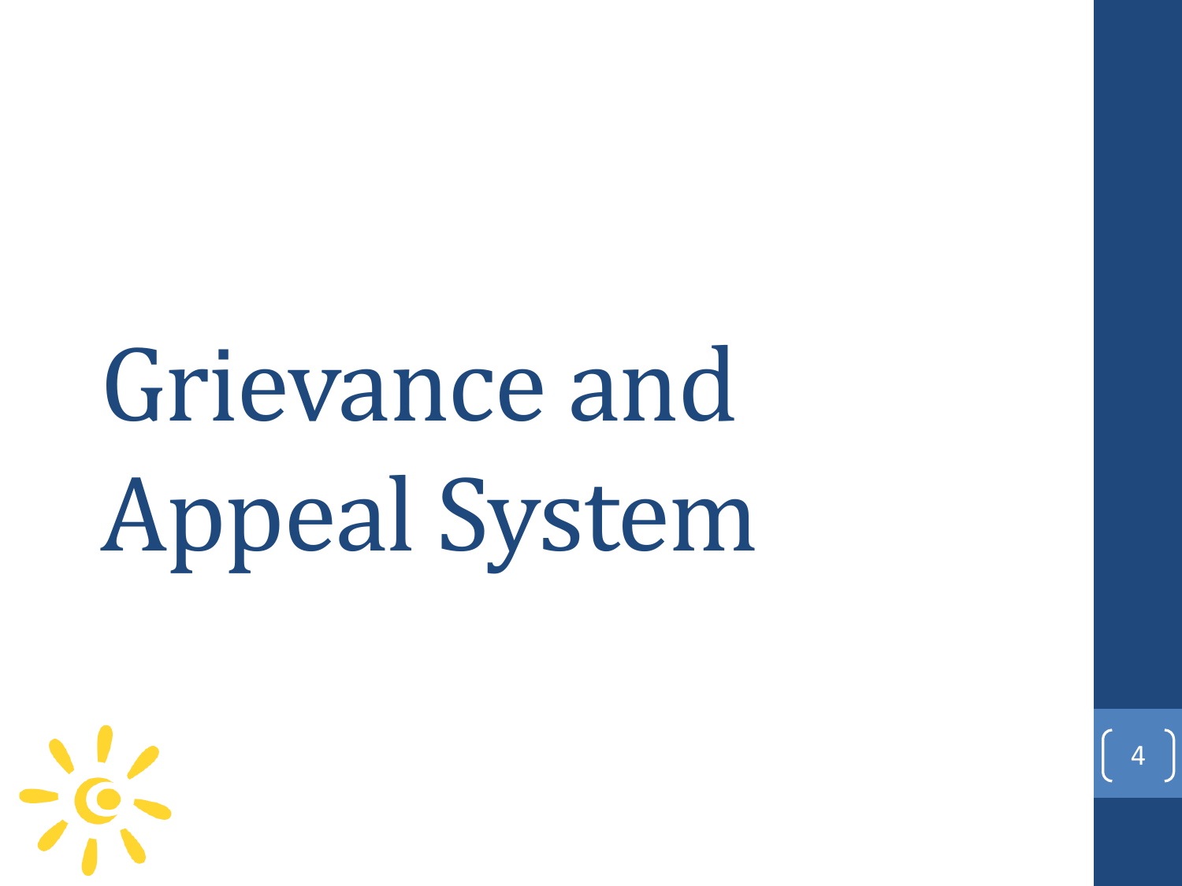# Grievance and Appeal System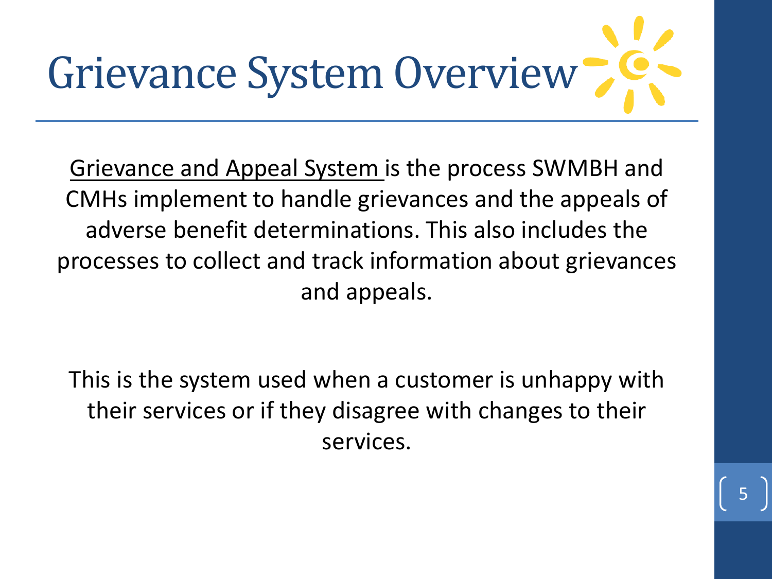# Grievance System Overview

<u>Grievance and Appeal System</u> is the process SWMBH and CMHs implement to handle grievances and the appeals of adverse benefit determinations. This also includes the processes to collect and track information about grievances and appeals.

This is the system used when a customer is unhappy with their services or if they disagree with changes to their services.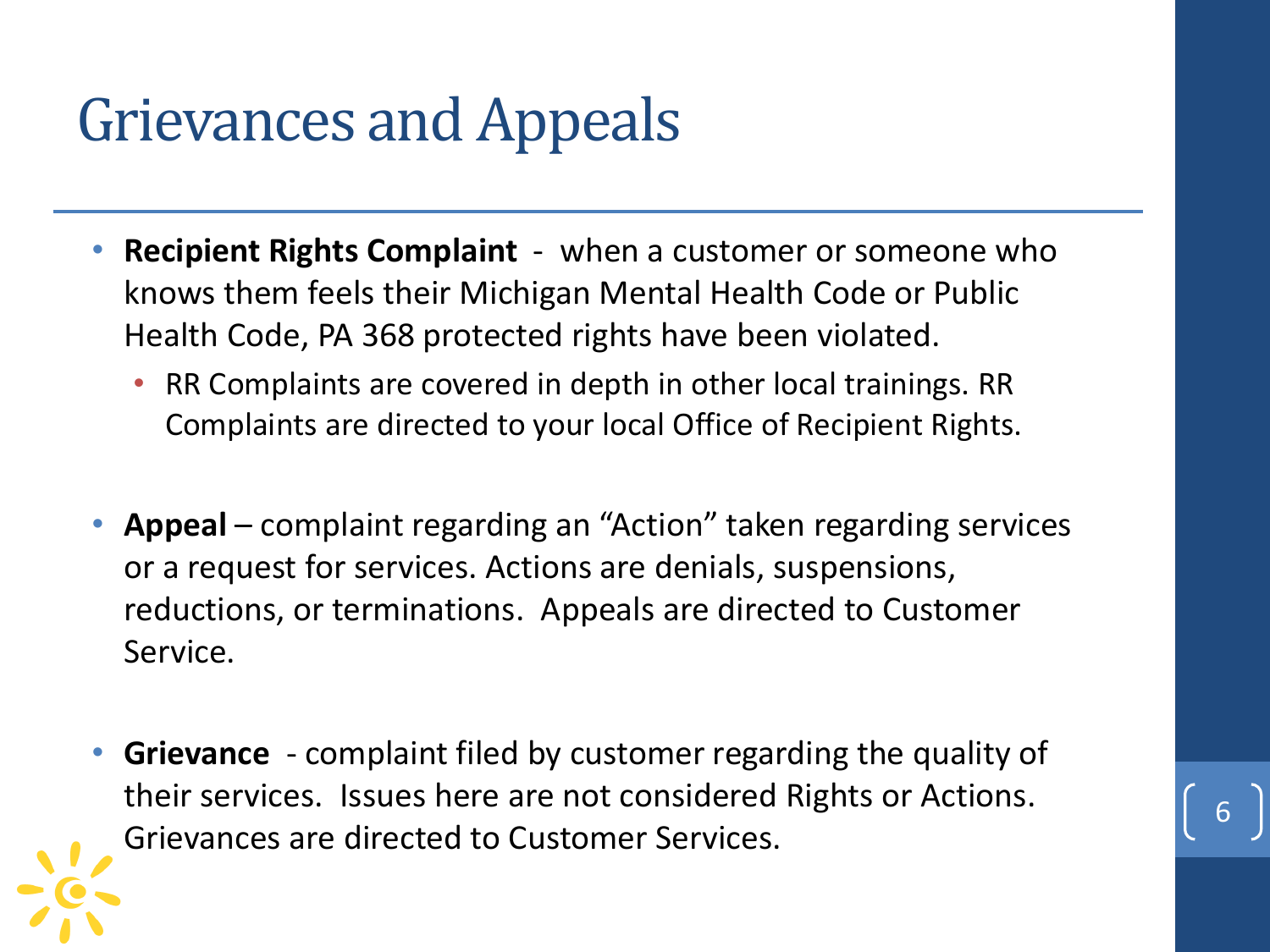# Grievances and Appeals

- **Recipient Rights Complaint** - when a customer or someone who knows them feels their Michigan Mental Health Code or Public Health Code, PA 368 protected rights have been violated.
  - RR Complaints are covered in depth in other local trainings. RR Complaints are directed to your local Office of Recipient Rights.

- **Appeal** – complaint regarding an "Action" taken regarding services or a request for services. Actions are denials, suspensions, reductions, or terminations. Appeals are directed to Customer Service.

- **Grievance** - complaint filed by customer regarding the quality of their services. Issues here are not considered Rights or Actions. Grievances are directed to Customer Services.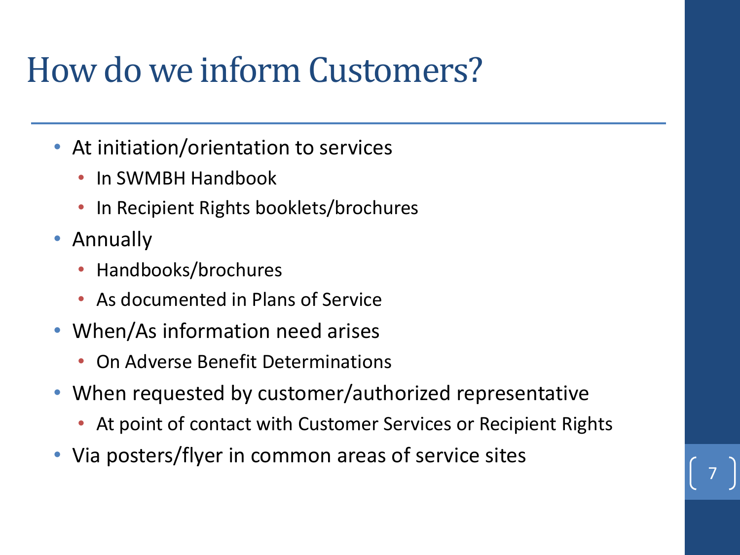# How do we inform Customers?

- At initiation/orientation to services
  - In SWMBH Handbook
  - In Recipient Rights booklets/brochures
- Annually
  - Handbooks/brochures
  - As documented in Plans of Service
- When/As information need arises
  - On Adverse Benefit Determinations
- When requested by customer/authorized representative
  - At point of contact with Customer Services or Recipient Rights
- Via posters/flyer in common areas of service sites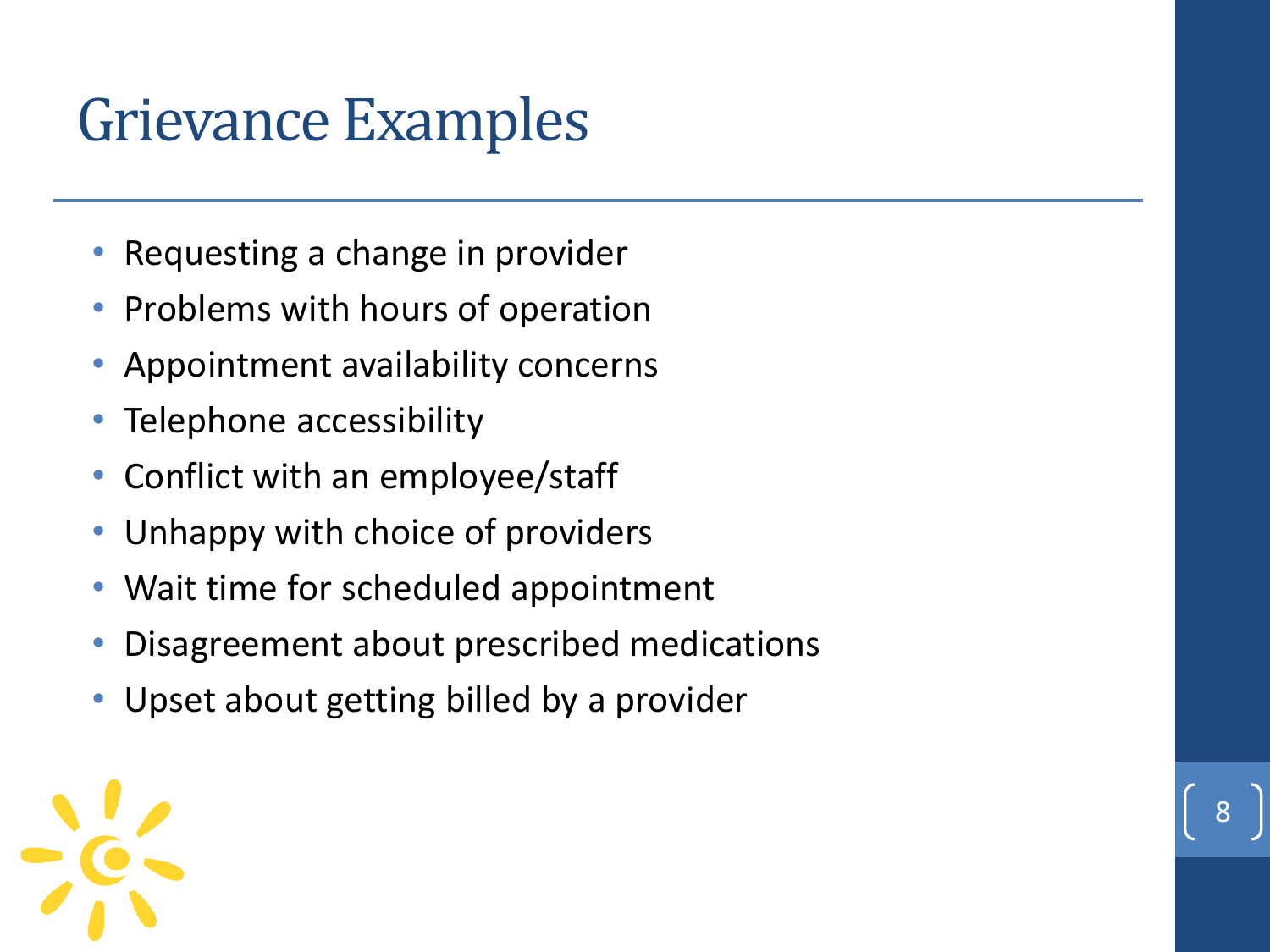# Grievance Examples

- Requesting a change in provider
- Problems with hours of operation
- Appointment availability concerns
- Telephone accessibility
- Conflict with an employee/staff
- Unhappy with choice of providers
- Wait time for scheduled appointment
- Disagreement about prescribed medications
- Upset about getting billed by a provider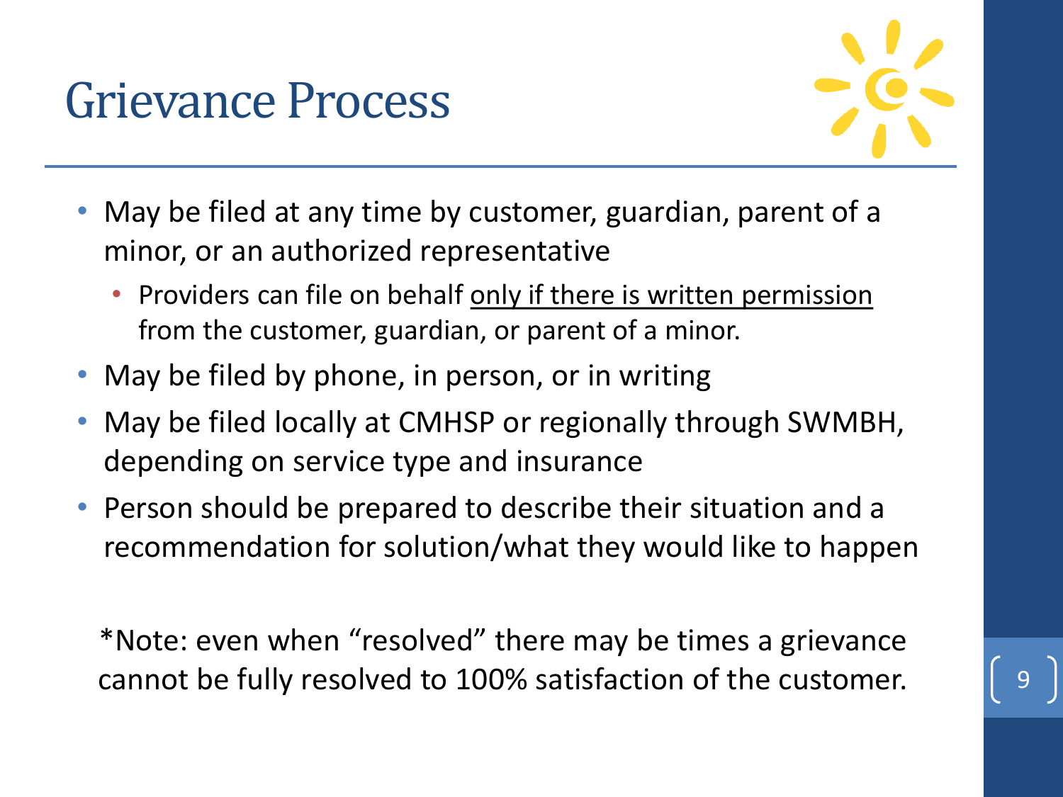# Grievance Process

- May be filed at any time by customer, guardian, parent of a minor, or an authorized representative
  - Providers can file on behalf <u>only if there is written permission</u> from the customer, guardian, or parent of a minor.
- May be filed by phone, in person, or in writing
- May be filed locally at CMHSP or regionally through SWMBH, depending on service type and insurance
- Person should be prepared to describe their situation and a recommendation for solution/what they would like to happen

*Note: even when "resolved" there may be times a grievance cannot be fully resolved to 100% satisfaction of the customer.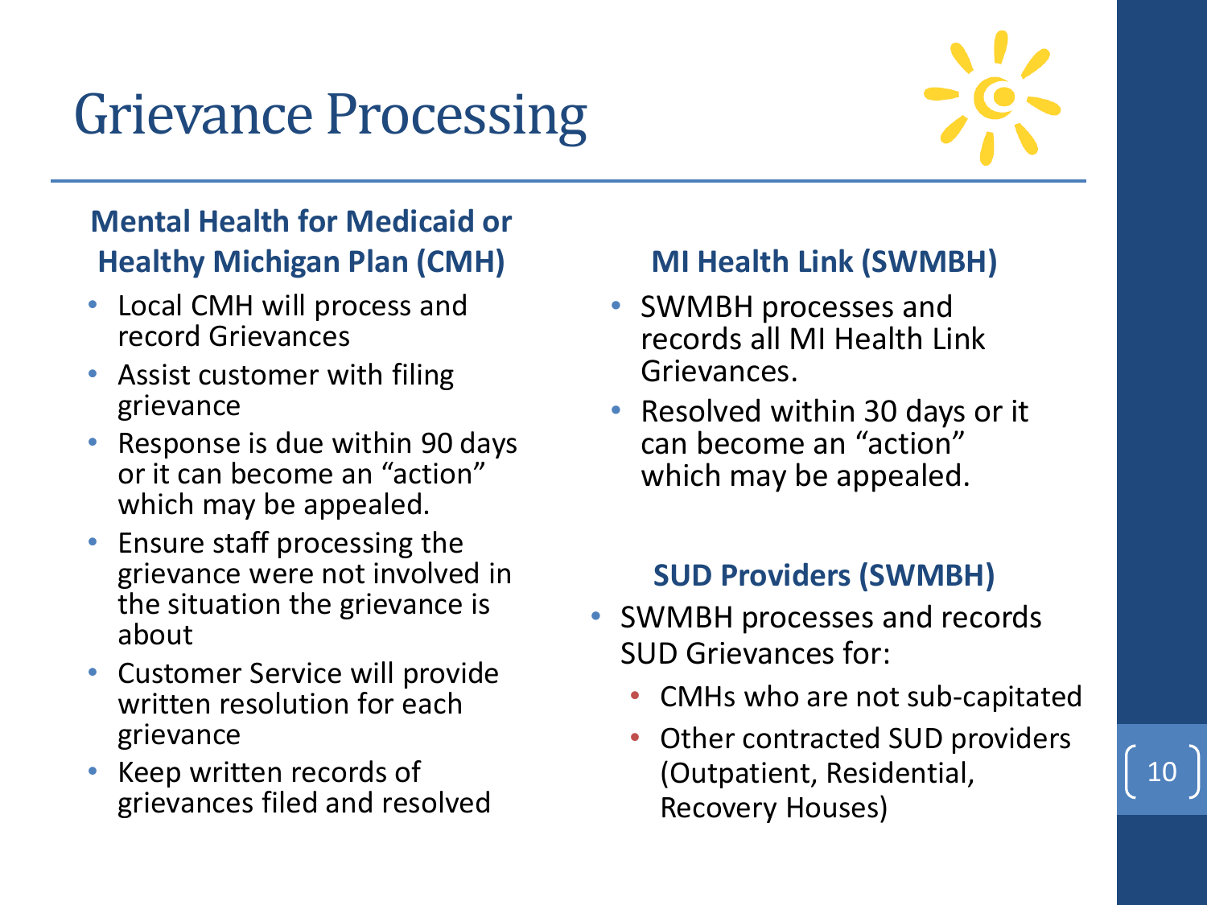# Grievance Processing

### Mental Health for Medicaid or Healthy Michigan Plan (CMH)

- Local CMH will process and record Grievances
- Assist customer with filing grievance
- Response is due within 90 days or it can become an "action" which may be appealed.
- Ensure staff processing the grievance were not involved in the situation the grievance is about
- Customer Service will provide written resolution for each grievance
- Keep written records of grievances filed and resolved

### MI Health Link (SWMBH)

- SWMBH processes and records all MI Health Link Grievances.
- Resolved within 30 days or it can become an "action" which may be appealed.

### SUD Providers (SWMBH)

- SWMBH processes and records SUD Grievances for:
  - CMHs who are not sub-capitated
  - Other contracted SUD providers (Outpatient, Residential, Recovery Houses)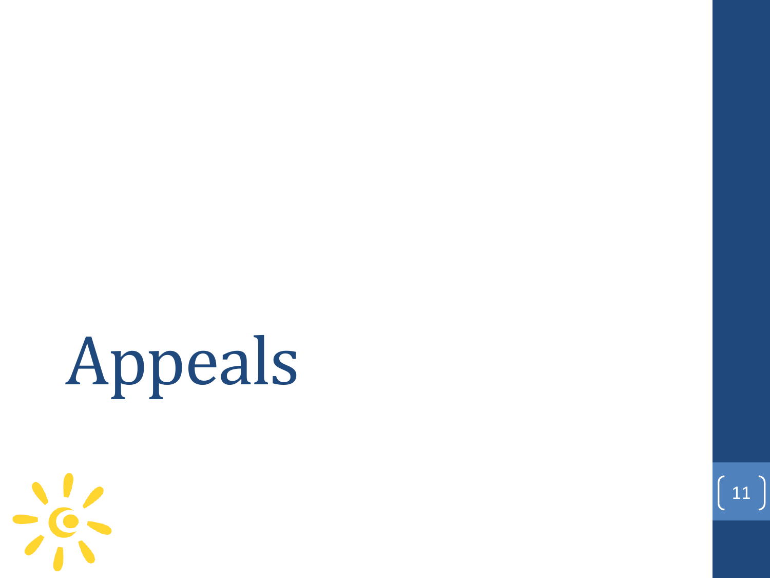# Appeals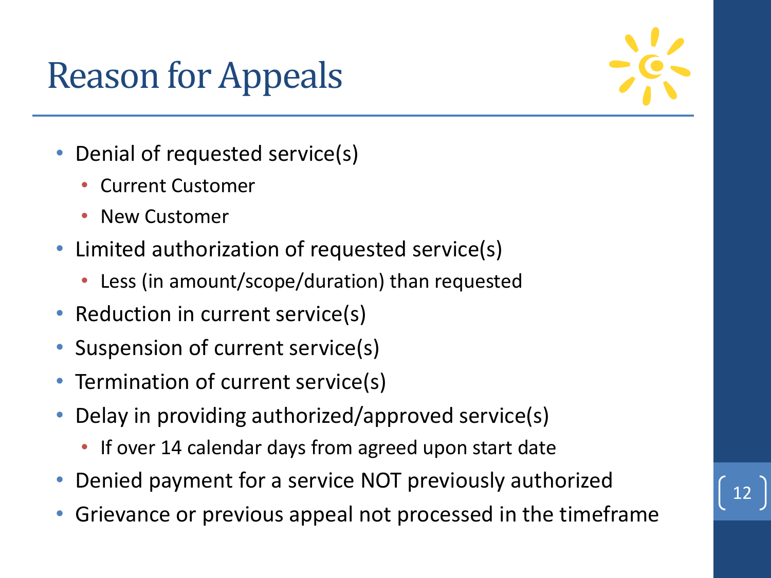# Reason for Appeals

- Denial of requested service(s)
  - Current Customer
  - New Customer
- Limited authorization of requested service(s)
  - Less (in amount/scope/duration) than requested
- Reduction in current service(s)
- Suspension of current service(s)
- Termination of current service(s)
- Delay in providing authorized/approved service(s)
  - If over 14 calendar days from agreed upon start date
- Denied payment for a service NOT previously authorized
- Grievance or previous appeal not processed in the timeframe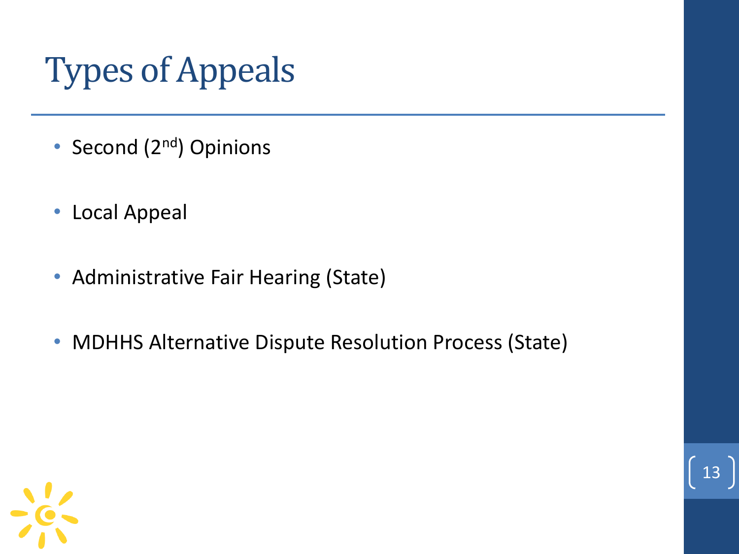# Types of Appeals

- Second (2nd) Opinions
- Local Appeal
- Administrative Fair Hearing (State)
- MDHHS Alternative Dispute Resolution Process (State)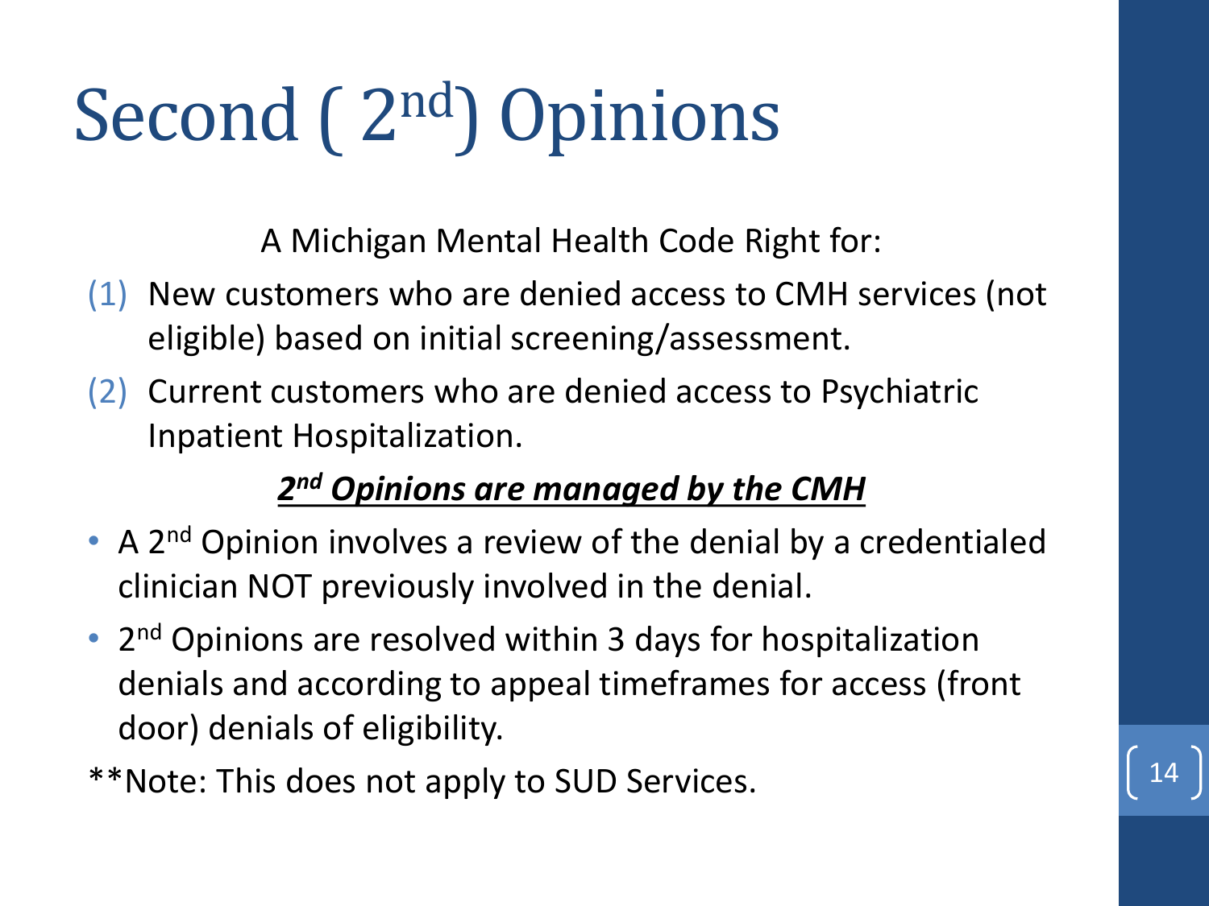# Second ( $2^{nd}$) Opinions

A Michigan Mental Health Code Right for:

(1) New customers who are denied access to CMH services (not eligible) based on initial screening/assessment.

(2) Current customers who are denied access to Psychiatric Inpatient Hospitalization.

***$2^{nd}$ Opinions are managed by the CMH***

- A $2^{nd}$ Opinion involves a review of the denial by a credentialed clinician NOT previously involved in the denial.
- $2^{nd}$ Opinions are resolved within 3 days for hospitalization denials and according to appeal timeframes for access (front door) denials of eligibility.

**Note: This does not apply to SUD Services.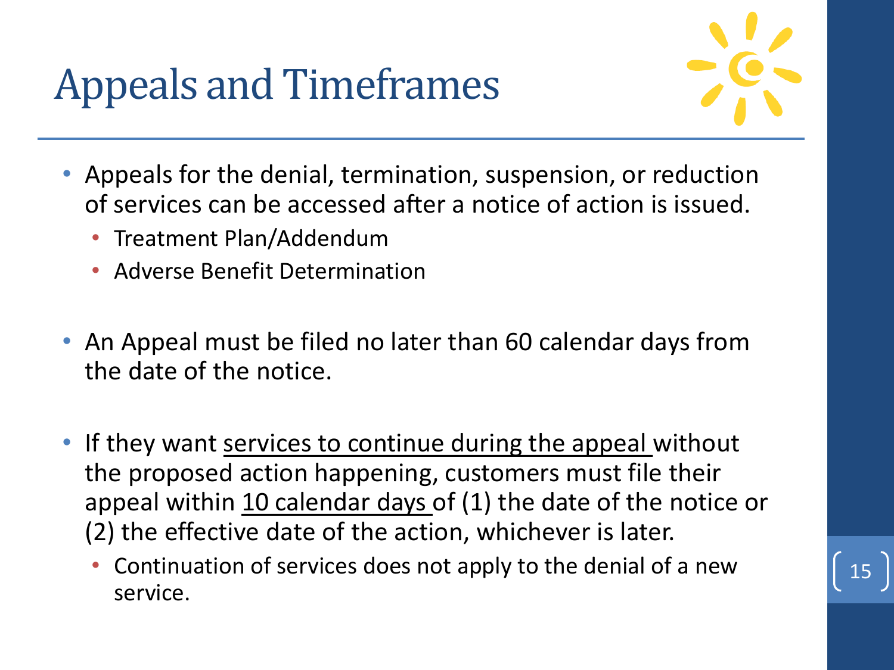# Appeals and Timeframes

- Appeals for the denial, termination, suspension, or reduction of services can be accessed after a notice of action is issued.
  - Treatment Plan/Addendum
  - Adverse Benefit Determination

- An Appeal must be filed no later than 60 calendar days from the date of the notice.

- If they want <u>services to continue during the appeal</u> without the proposed action happening, customers must file their appeal within <u>10 calendar days</u> of (1) the date of the notice or (2) the effective date of the action, whichever is later.
  - Continuation of services does not apply to the denial of a new service.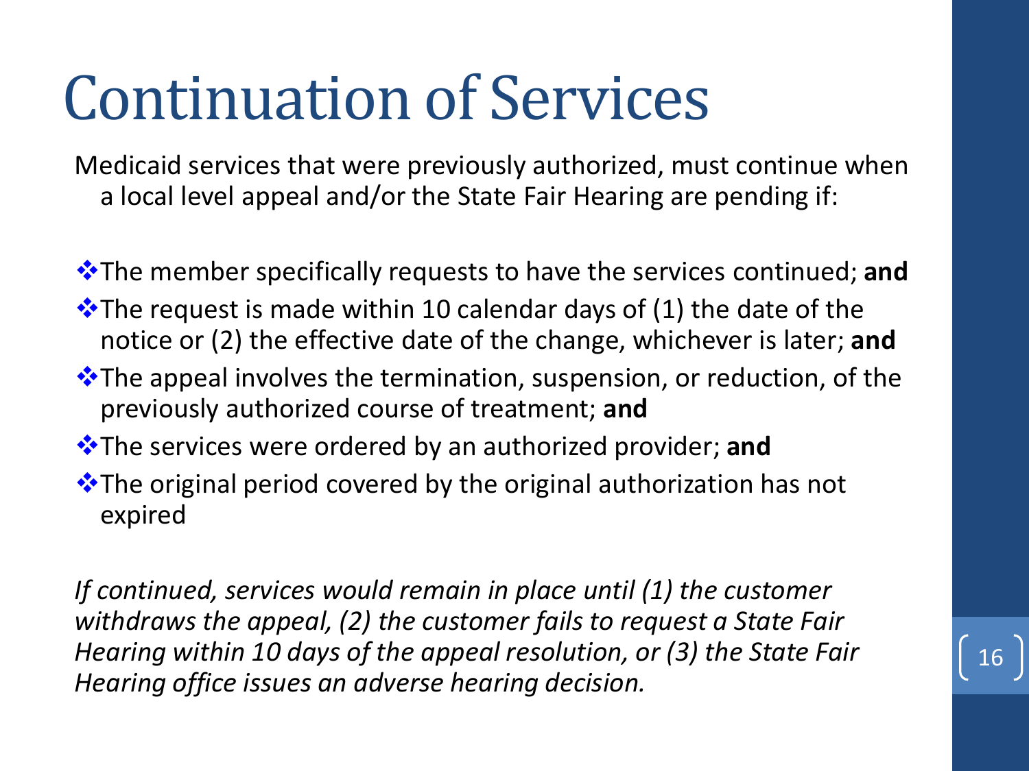# Continuation of Services

Medicaid services that were previously authorized, must continue when a local level appeal and/or the State Fair Hearing are pending if:

- The member specifically requests to have the services continued; **and**
- The request is made within 10 calendar days of (1) the date of the notice or (2) the effective date of the change, whichever is later; **and**
- The appeal involves the termination, suspension, or reduction, of the previously authorized course of treatment; **and**
- The services were ordered by an authorized provider; **and**
- The original period covered by the original authorization has not expired

*If continued, services would remain in place until (1) the customer withdraws the appeal, (2) the customer fails to request a State Fair Hearing within 10 days of the appeal resolution, or (3) the State Fair Hearing office issues an adverse hearing decision.*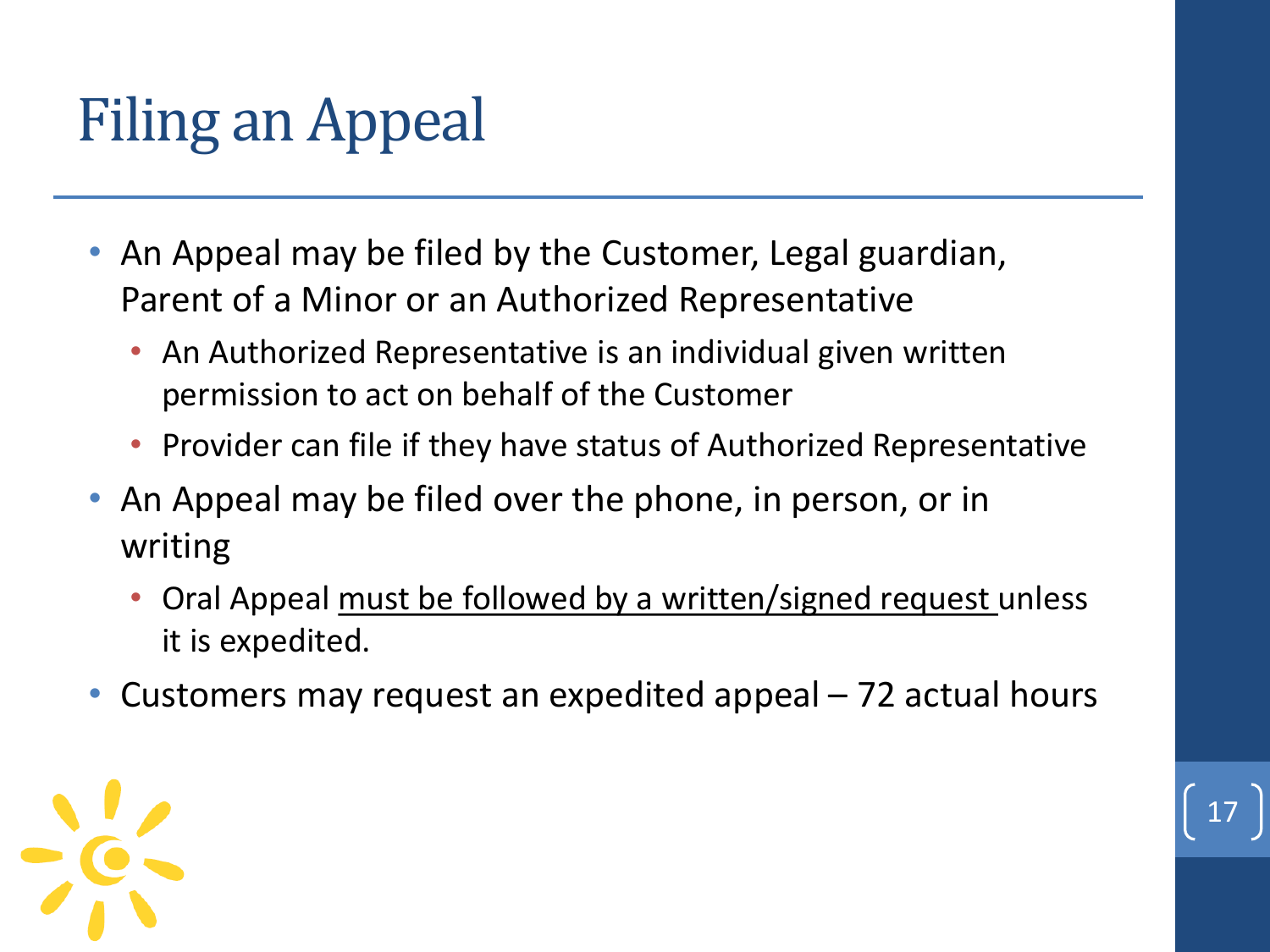# Filing an Appeal

- An Appeal may be filed by the Customer, Legal guardian, Parent of a Minor or an Authorized Representative
  - An Authorized Representative is an individual given written permission to act on behalf of the Customer
  - Provider can file if they have status of Authorized Representative
- An Appeal may be filed over the phone, in person, or in writing
  - Oral Appeal <u>must be followed by a written/signed request</u> unless it is expedited.
- Customers may request an expedited appeal – 72 actual hours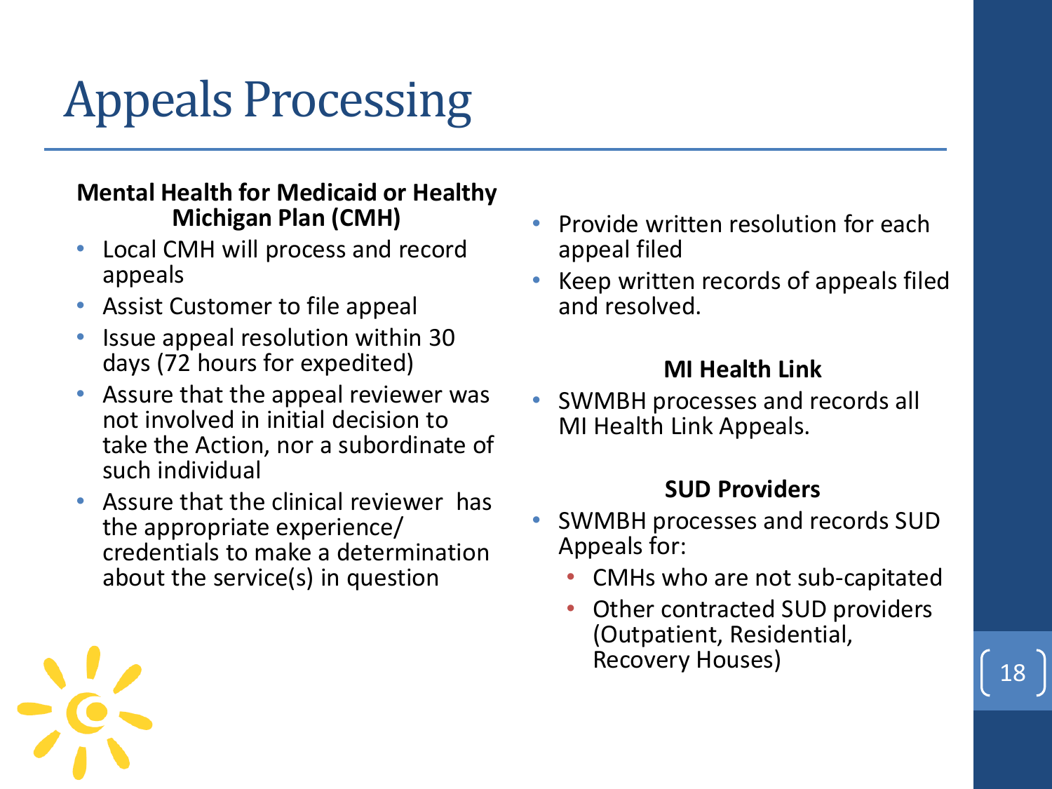# Appeals Processing

**Mental Health for Medicaid or Healthy Michigan Plan (CMH)**

- Local CMH will process and record appeals
- Assist Customer to file appeal
- Issue appeal resolution within 30 days (72 hours for expedited)
- Assure that the appeal reviewer was not involved in initial decision to take the Action, nor a subordinate of such individual
- Assure that the clinical reviewer has the appropriate experience/ credentials to make a determination about the service(s) in question
- Provide written resolution for each appeal filed
- Keep written records of appeals filed and resolved.

**MI Health Link**

- SWMBH processes and records all MI Health Link Appeals.

**SUD Providers**

- SWMBH processes and records SUD Appeals for:
  - CMHs who are not sub-capitated
  - Other contracted SUD providers (Outpatient, Residential, Recovery Houses)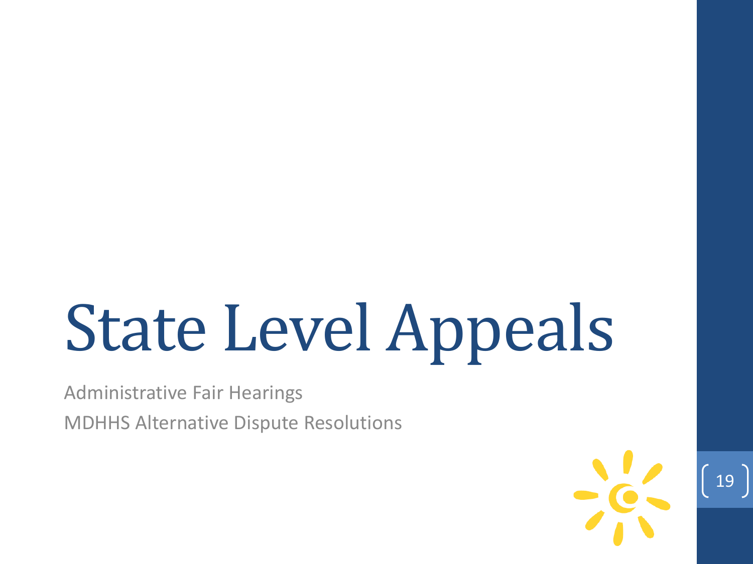# State Level Appeals

Administrative Fair Hearings

MDHHS Alternative Dispute Resolutions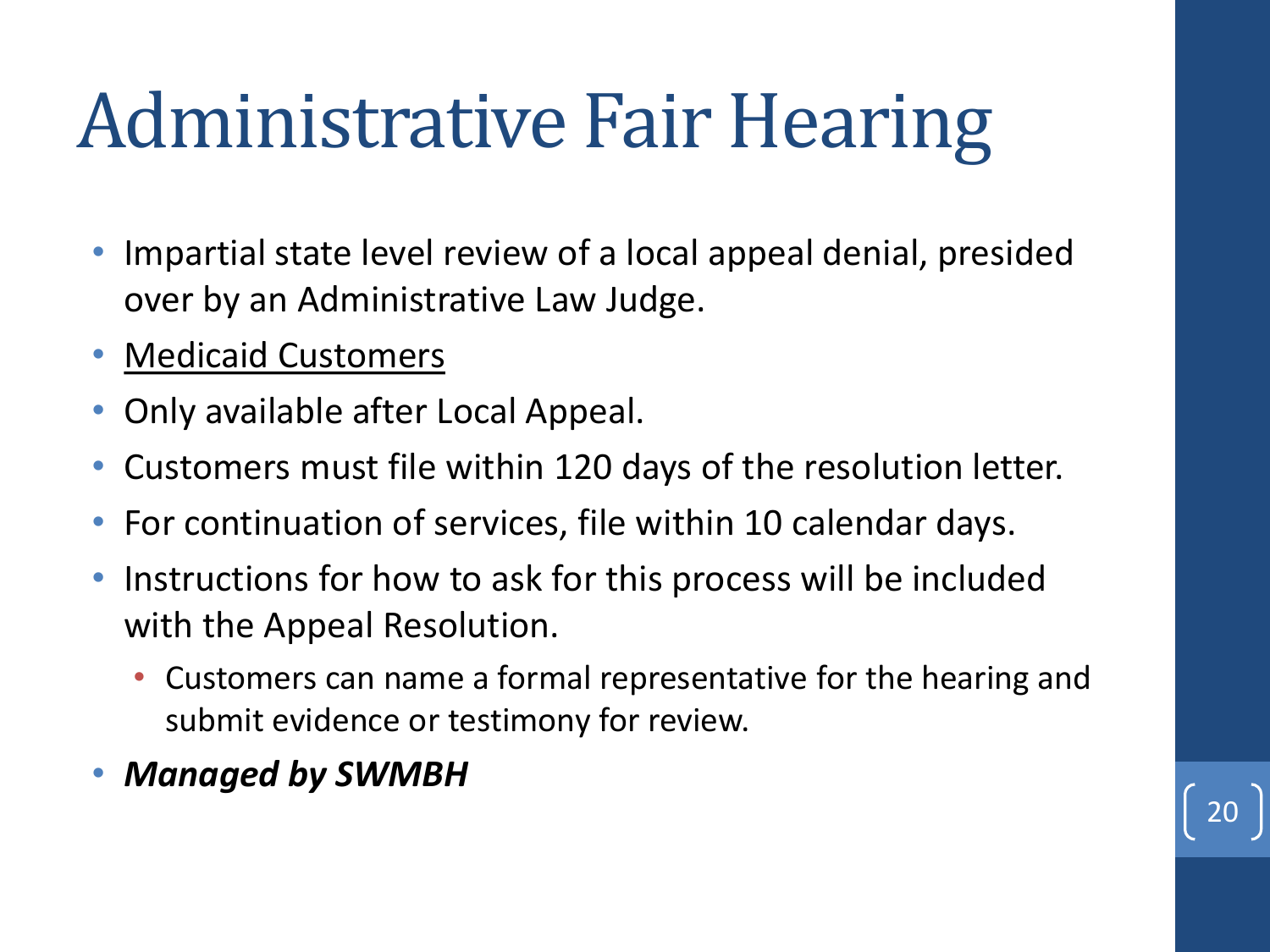# Administrative Fair Hearing

- Impartial state level review of a local appeal denial, presided over by an Administrative Law Judge.
- <u>Medicaid Customers</u>
- Only available after Local Appeal.
- Customers must file within 120 days of the resolution letter.
- For continuation of services, file within 10 calendar days.
- Instructions for how to ask for this process will be included with the Appeal Resolution.
  - Customers can name a formal representative for the hearing and submit evidence or testimony for review.
- ***Managed by SWMBH***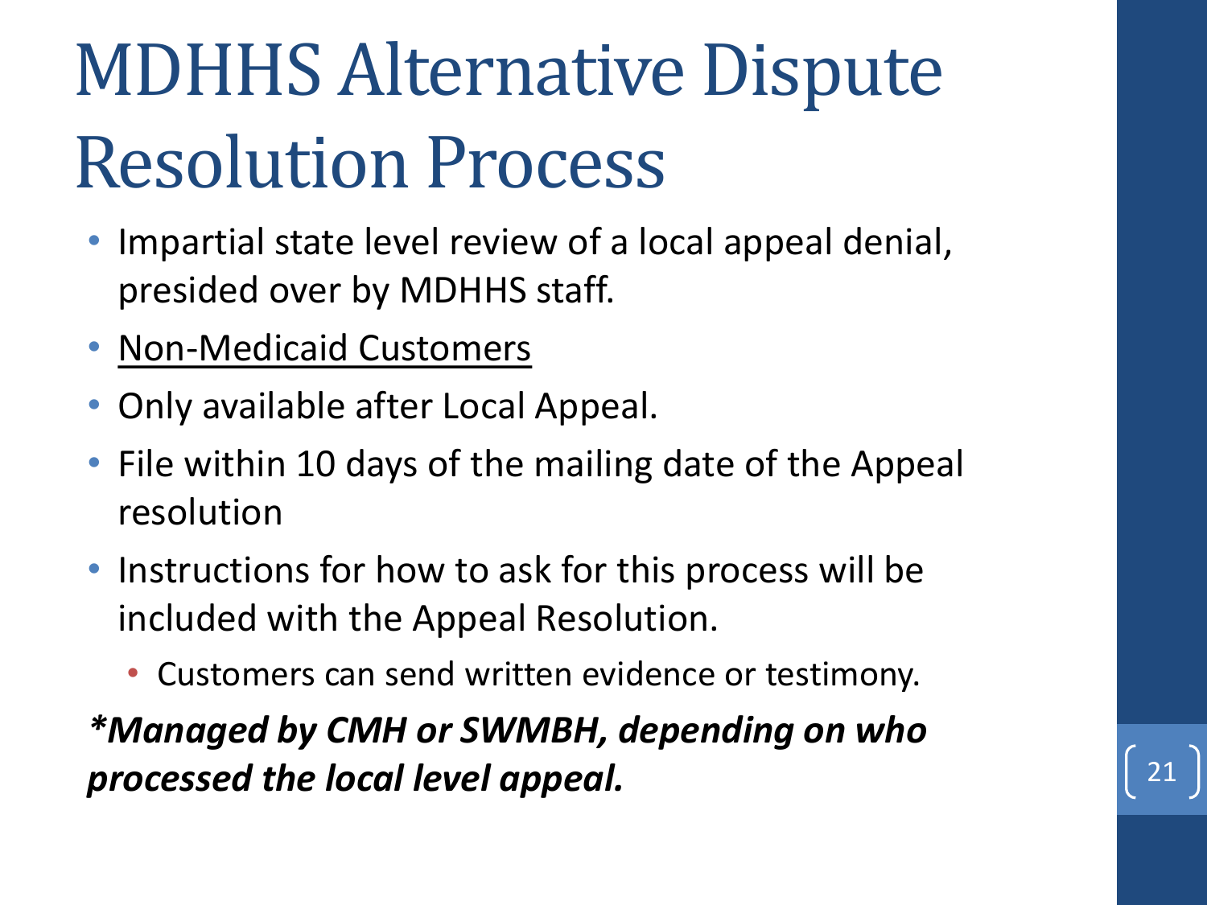# MDHHS Alternative Dispute Resolution Process

- Impartial state level review of a local appeal denial, presided over by MDHHS staff.
- <u>Non-Medicaid Customers</u>
- Only available after Local Appeal.
- File within 10 days of the mailing date of the Appeal resolution
- Instructions for how to ask for this process will be included with the Appeal Resolution.
  - Customers can send written evidence or testimony.

***Managed by CMH or SWMBH, depending on who processed the local level appeal.***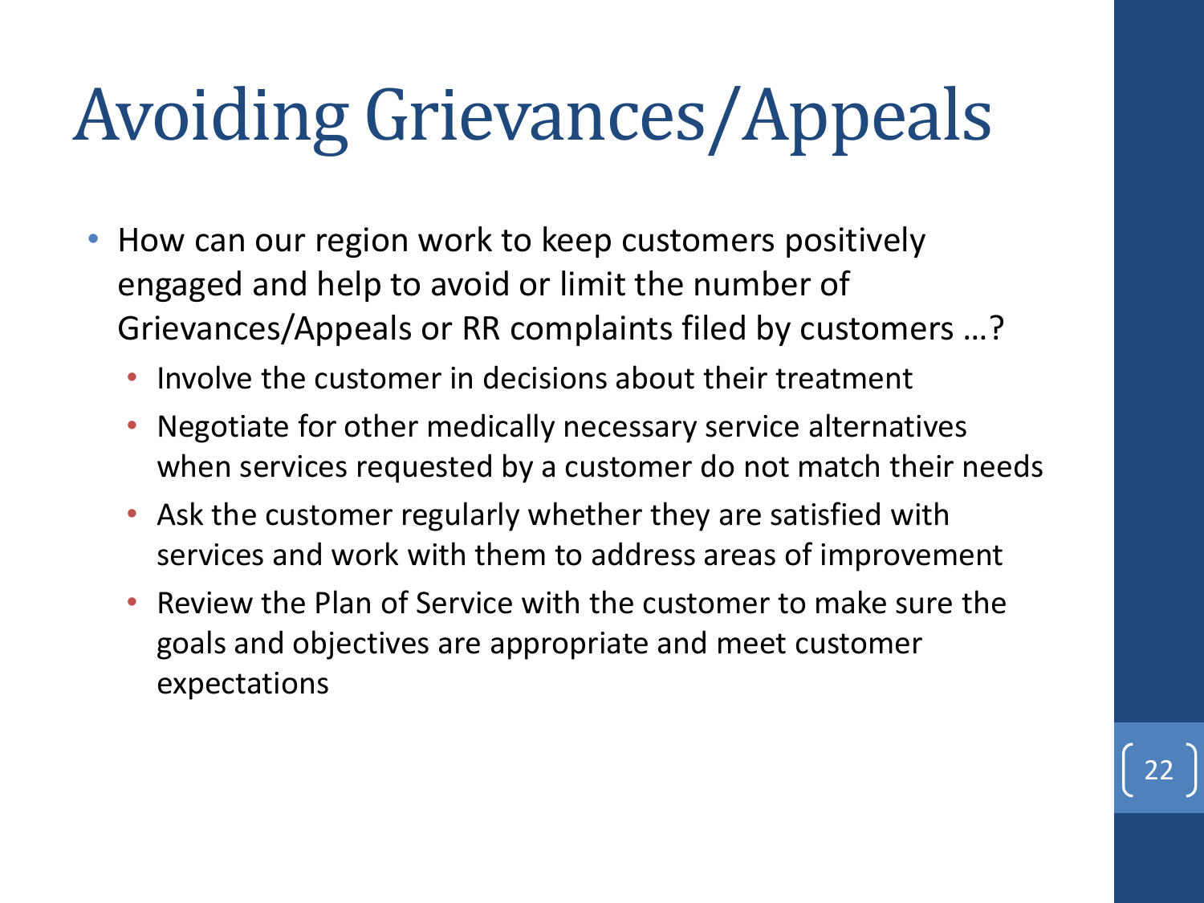# Avoiding Grievances/Appeals

- How can our region work to keep customers positively engaged and help to avoid or limit the number of Grievances/Appeals or RR complaints filed by customers …?
  - Involve the customer in decisions about their treatment
  - Negotiate for other medically necessary service alternatives when services requested by a customer do not match their needs
  - Ask the customer regularly whether they are satisfied with services and work with them to address areas of improvement
  - Review the Plan of Service with the customer to make sure the goals and objectives are appropriate and meet customer expectations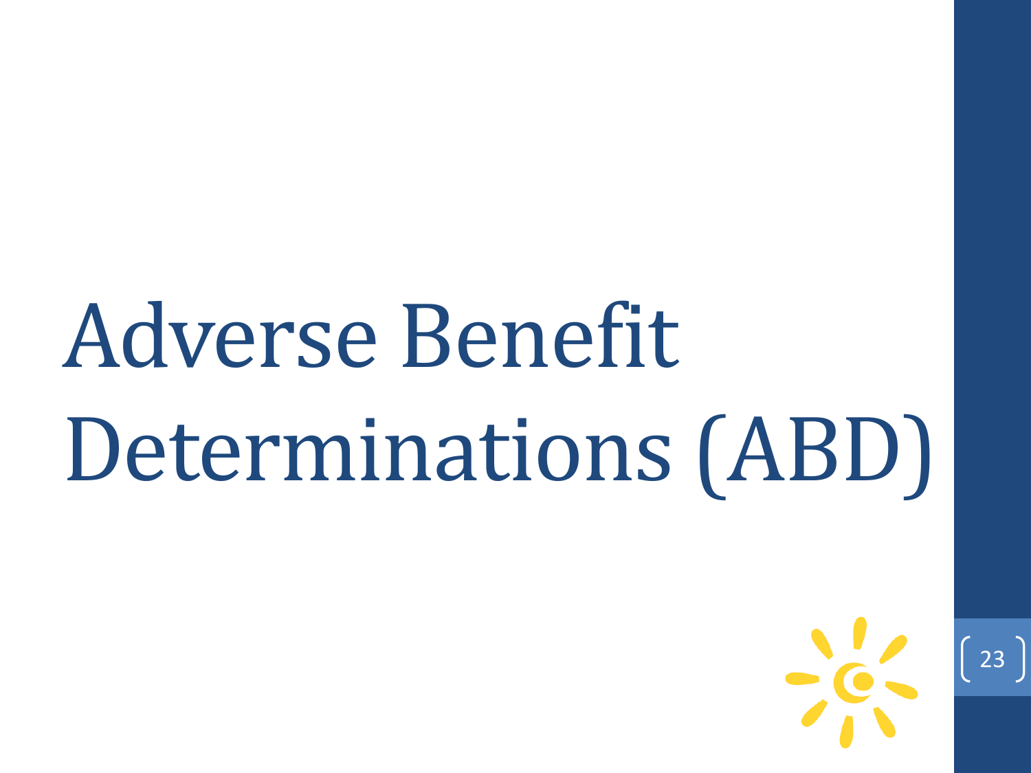# Adverse Benefit Determinations (ABD)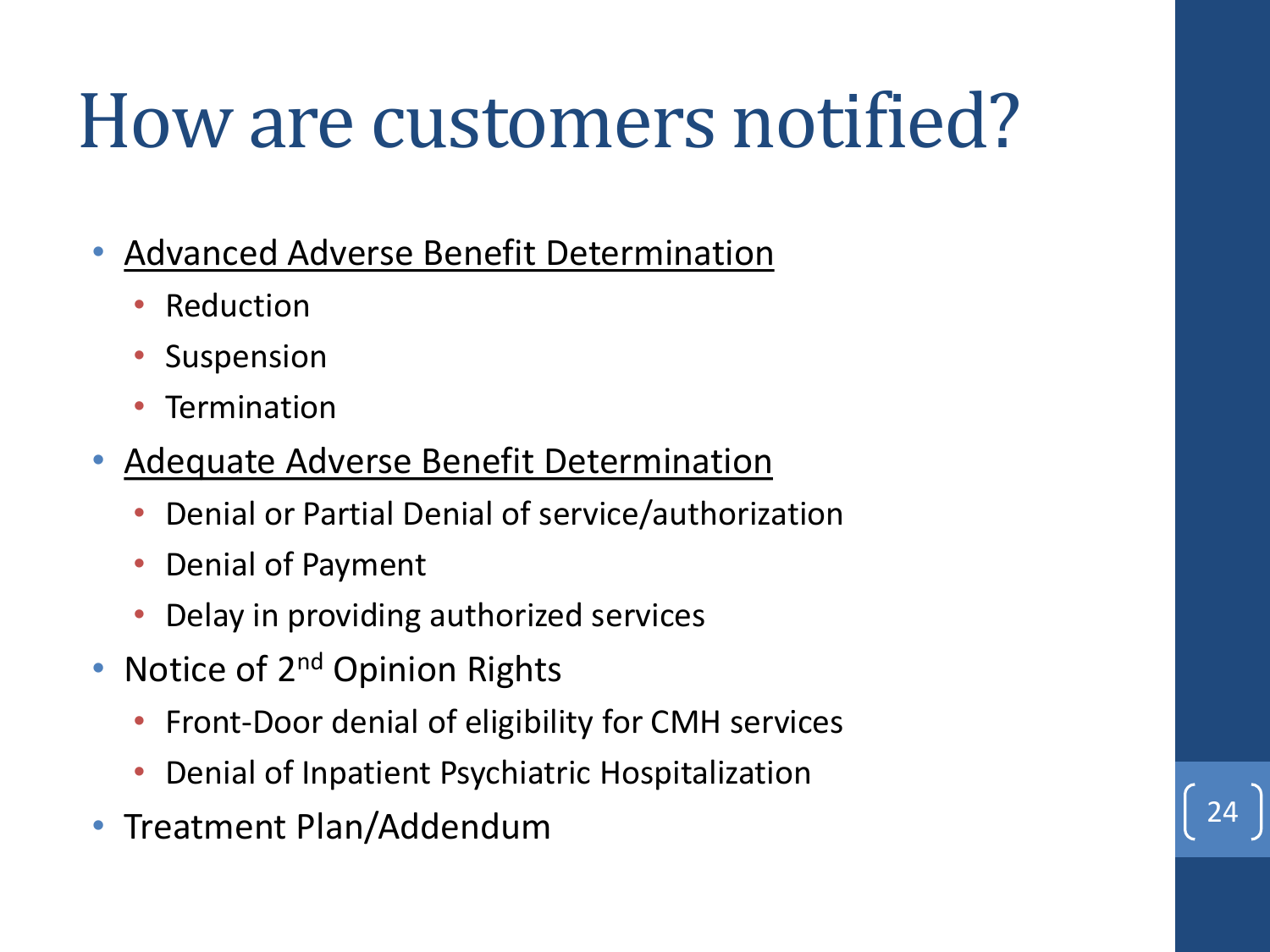# How are customers notified?

- <u>Advanced Adverse Benefit Determination</u>
  - Reduction
  - Suspension
  - Termination
- <u>Adequate Adverse Benefit Determination</u>
  - Denial or Partial Denial of service/authorization
  - Denial of Payment
  - Delay in providing authorized services
- Notice of $2^{nd}$ Opinion Rights
  - Front-Door denial of eligibility for CMH services
  - Denial of Inpatient Psychiatric Hospitalization
- Treatment Plan/Addendum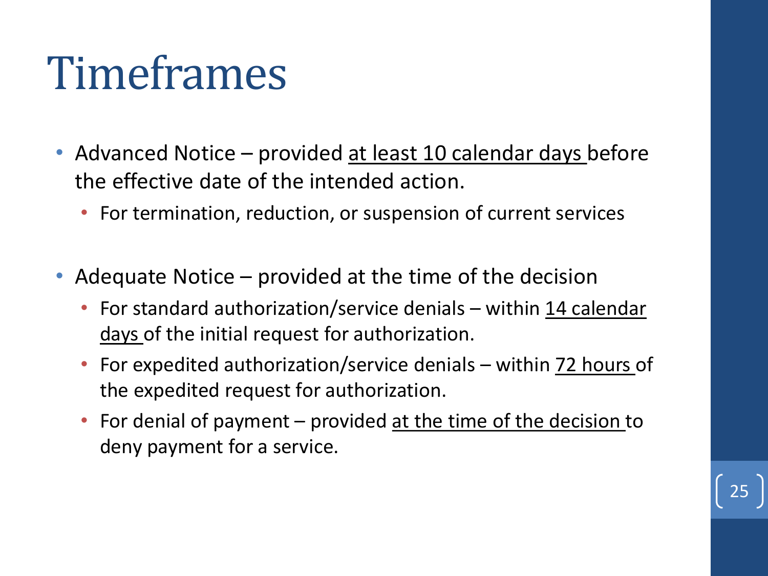# Timeframes

- Advanced Notice – provided <u>at least 10 calendar days</u> before the effective date of the intended action.
  - For termination, reduction, or suspension of current services

- Adequate Notice – provided at the time of the decision
  - For standard authorization/service denials – within <u>14 calendar days</u> of the initial request for authorization.
  - For expedited authorization/service denials – within <u>72 hours</u> of the expedited request for authorization.
  - For denial of payment – provided <u>at the time of the decision</u> to deny payment for a service.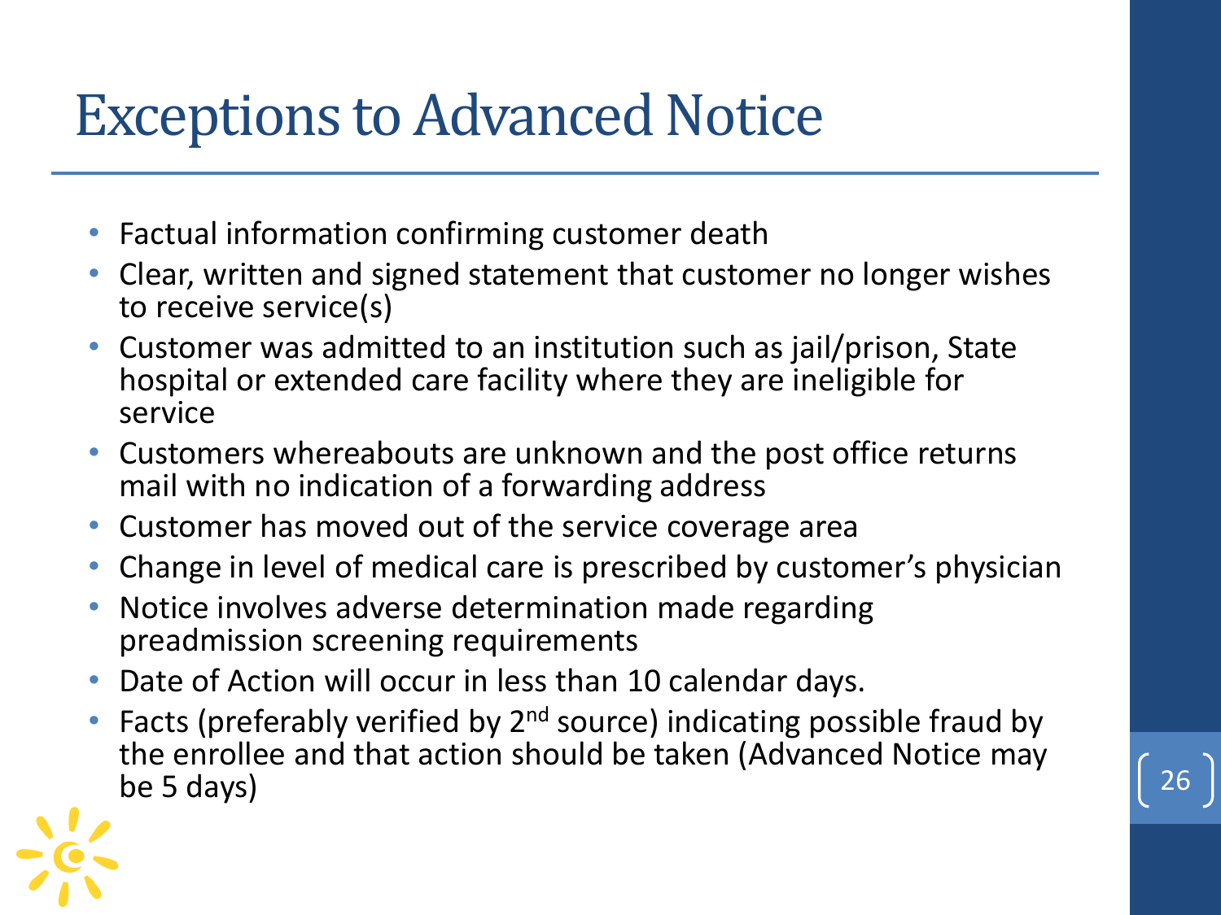# Exceptions to Advanced Notice

- Factual information confirming customer death
- Clear, written and signed statement that customer no longer wishes to receive service(s)
- Customer was admitted to an institution such as jail/prison, State hospital or extended care facility where they are ineligible for service
- Customers whereabouts are unknown and the post office returns mail with no indication of a forwarding address
- Customer has moved out of the service coverage area
- Change in level of medical care is prescribed by customer's physician
- Notice involves adverse determination made regarding preadmission screening requirements
- Date of Action will occur in less than 10 calendar days.
- Facts (preferably verified by 2nd source) indicating possible fraud by the enrollee and that action should be taken (Advanced Notice may be 5 days)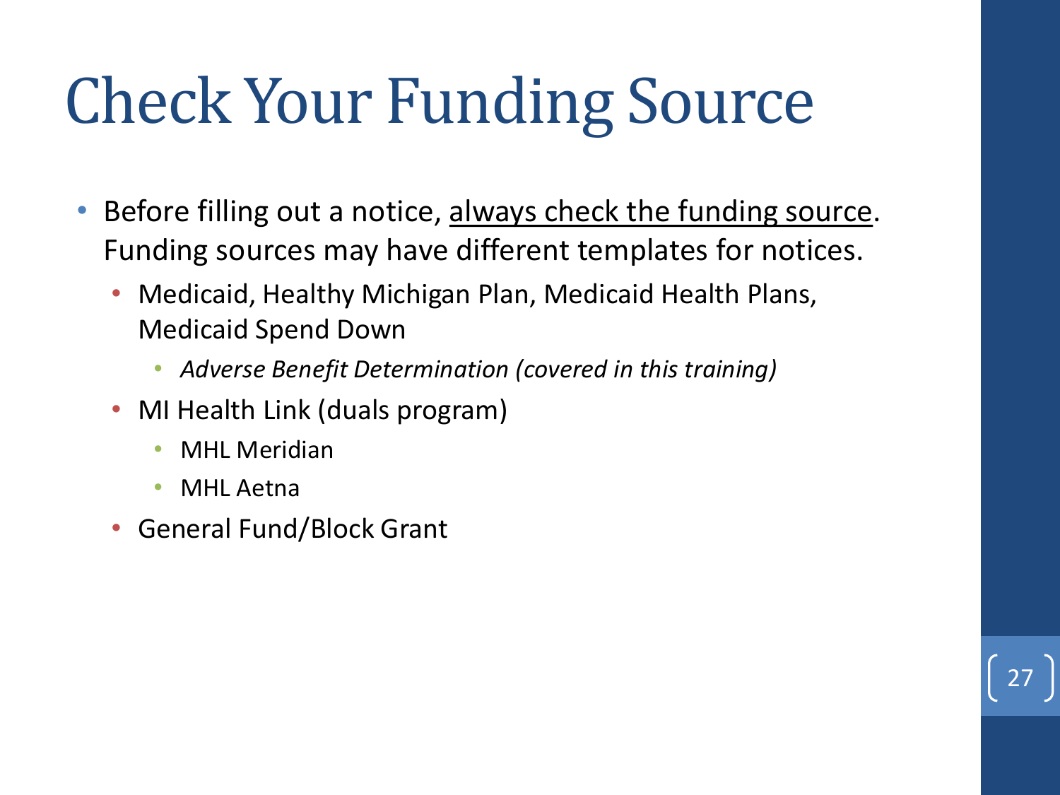# Check Your Funding Source

- Before filling out a notice, <u>always check the funding source</u>. Funding sources may have different templates for notices.
  - Medicaid, Healthy Michigan Plan, Medicaid Health Plans, Medicaid Spend Down
    - *Adverse Benefit Determination (covered in this training)*
  - MI Health Link (duals program)
    - MHL Meridian
    - MHL Aetna
  - General Fund/Block Grant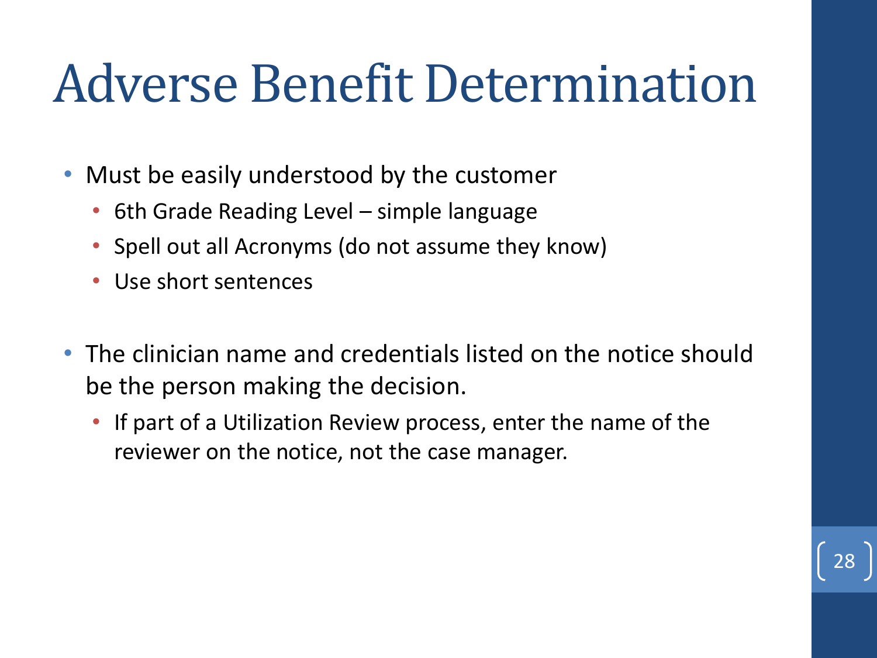# Adverse Benefit Determination

- Must be easily understood by the customer
  - 6th Grade Reading Level – simple language
  - Spell out all Acronyms (do not assume they know)
  - Use short sentences

- The clinician name and credentials listed on the notice should be the person making the decision.
  - If part of a Utilization Review process, enter the name of the reviewer on the notice, not the case manager.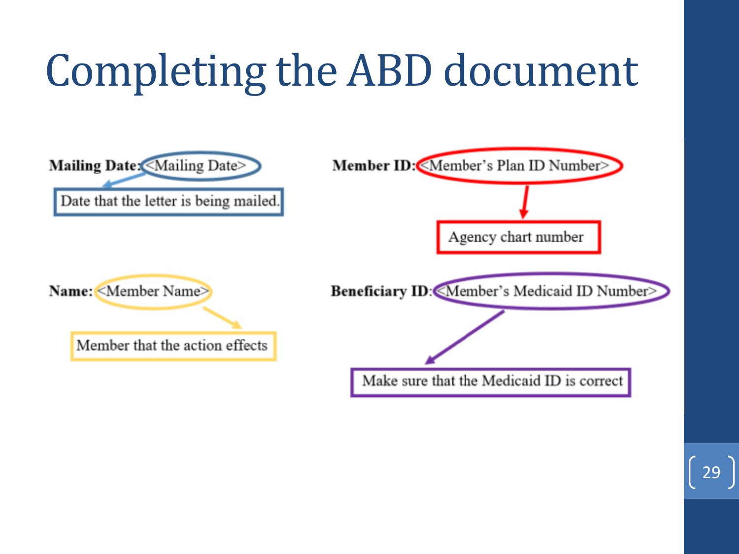# Completing the ABD document

**Mailing Date:** <Mailing Date>

Date that the letter is being mailed.

**Name:** <Member Name>

Member that the action effects

**Member ID:** <Member's Plan ID Number>

Agency chart number

**Beneficiary ID:** <Member's Medicaid ID Number>

Make sure that the Medicaid ID is correct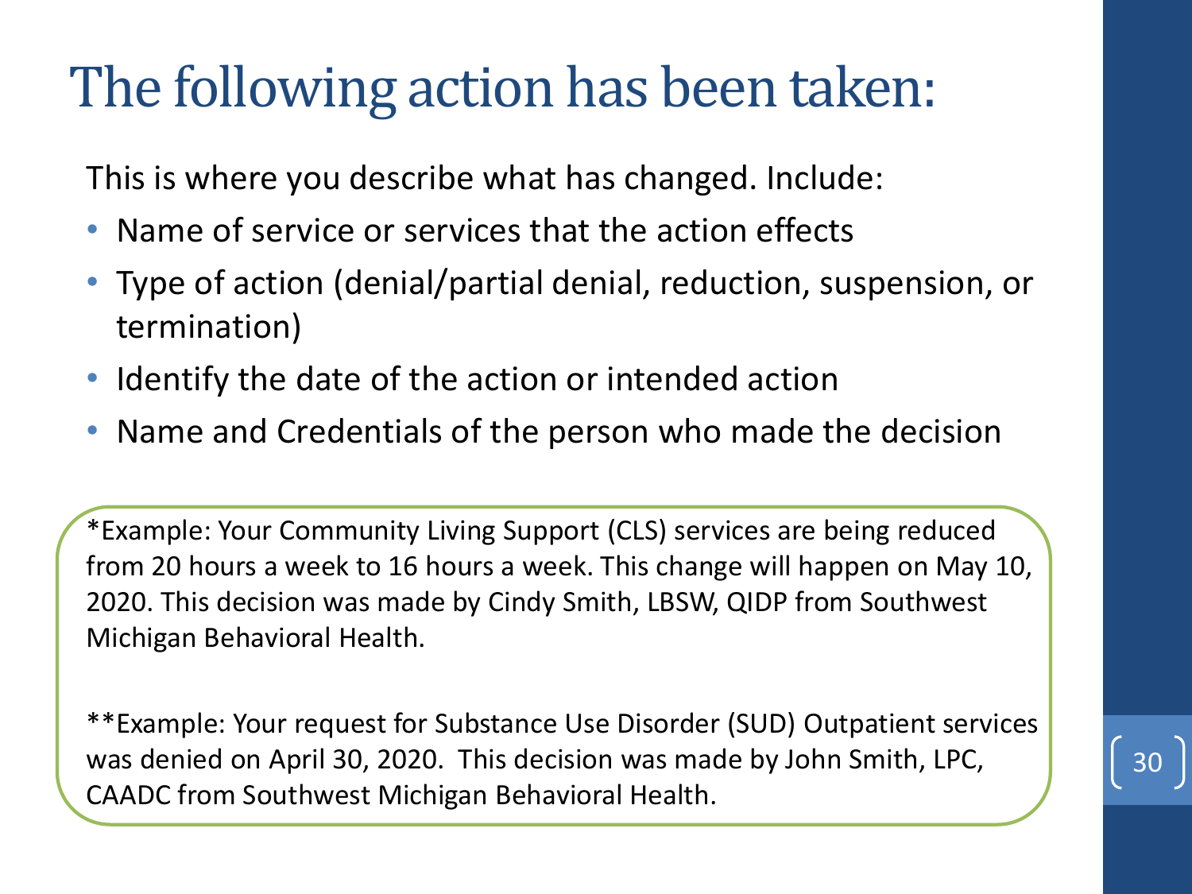# The following action has been taken:

This is where you describe what has changed. Include:

- Name of service or services that the action effects
- Type of action (denial/partial denial, reduction, suspension, or termination)
- Identify the date of the action or intended action
- Name and Credentials of the person who made the decision

*Example: Your Community Living Support (CLS) services are being reduced from 20 hours a week to 16 hours a week. This change will happen on May 10, 2020. This decision was made by Cindy Smith, LBSW, QIDP from Southwest Michigan Behavioral Health.

**Example: Your request for Substance Use Disorder (SUD) Outpatient services was denied on April 30, 2020. This decision was made by John Smith, LPC, CAADC from Southwest Michigan Behavioral Health.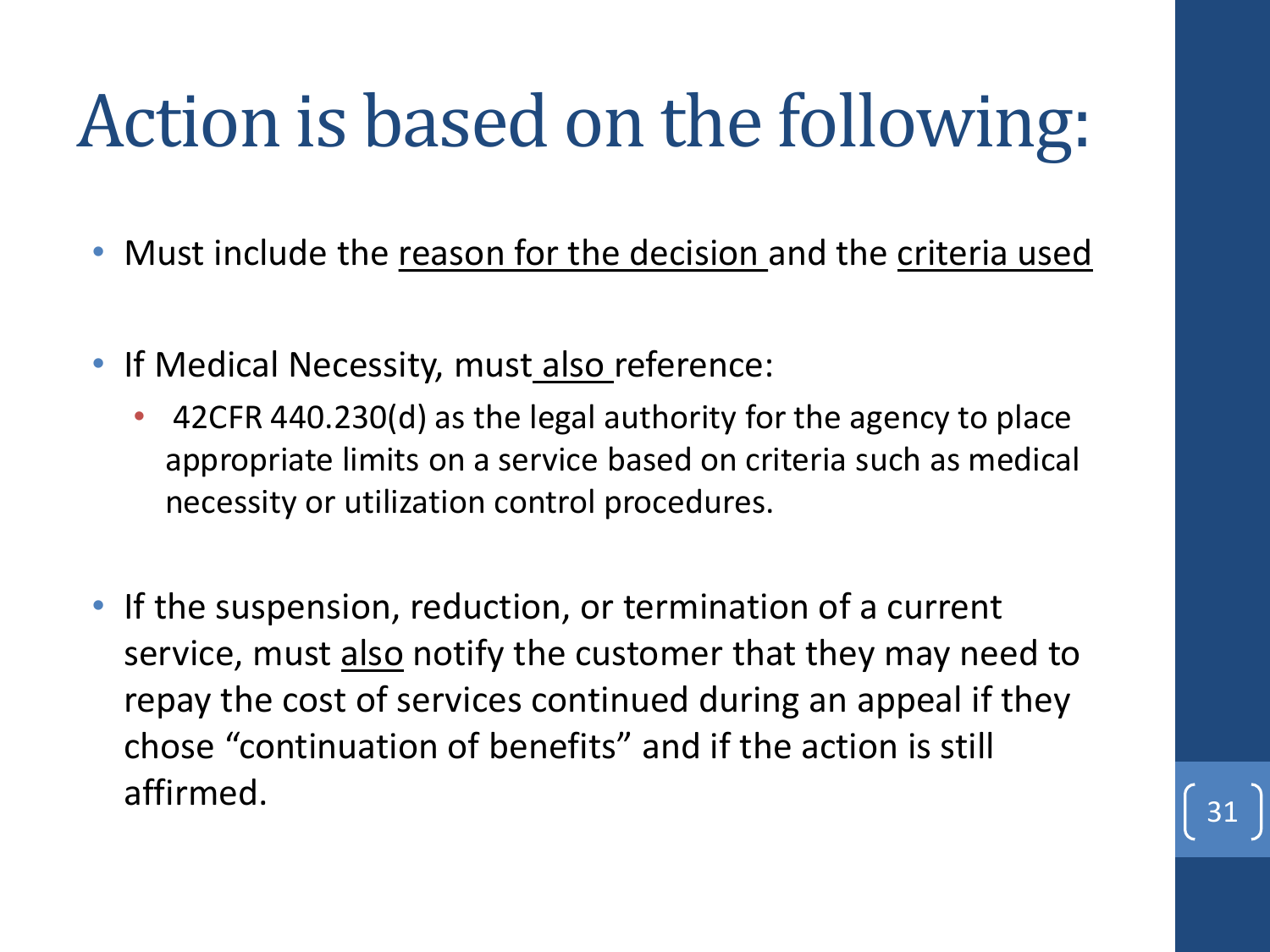# Action is based on the following:

- Must include the <u>reason for the decision</u> and the <u>criteria used</u>
- If Medical Necessity, must <u>also</u> reference:
  - 42CFR 440.230(d) as the legal authority for the agency to place appropriate limits on a service based on criteria such as medical necessity or utilization control procedures.
- If the suspension, reduction, or termination of a current service, must <u>also</u> notify the customer that they may need to repay the cost of services continued during an appeal if they chose "continuation of benefits" and if the action is still affirmed.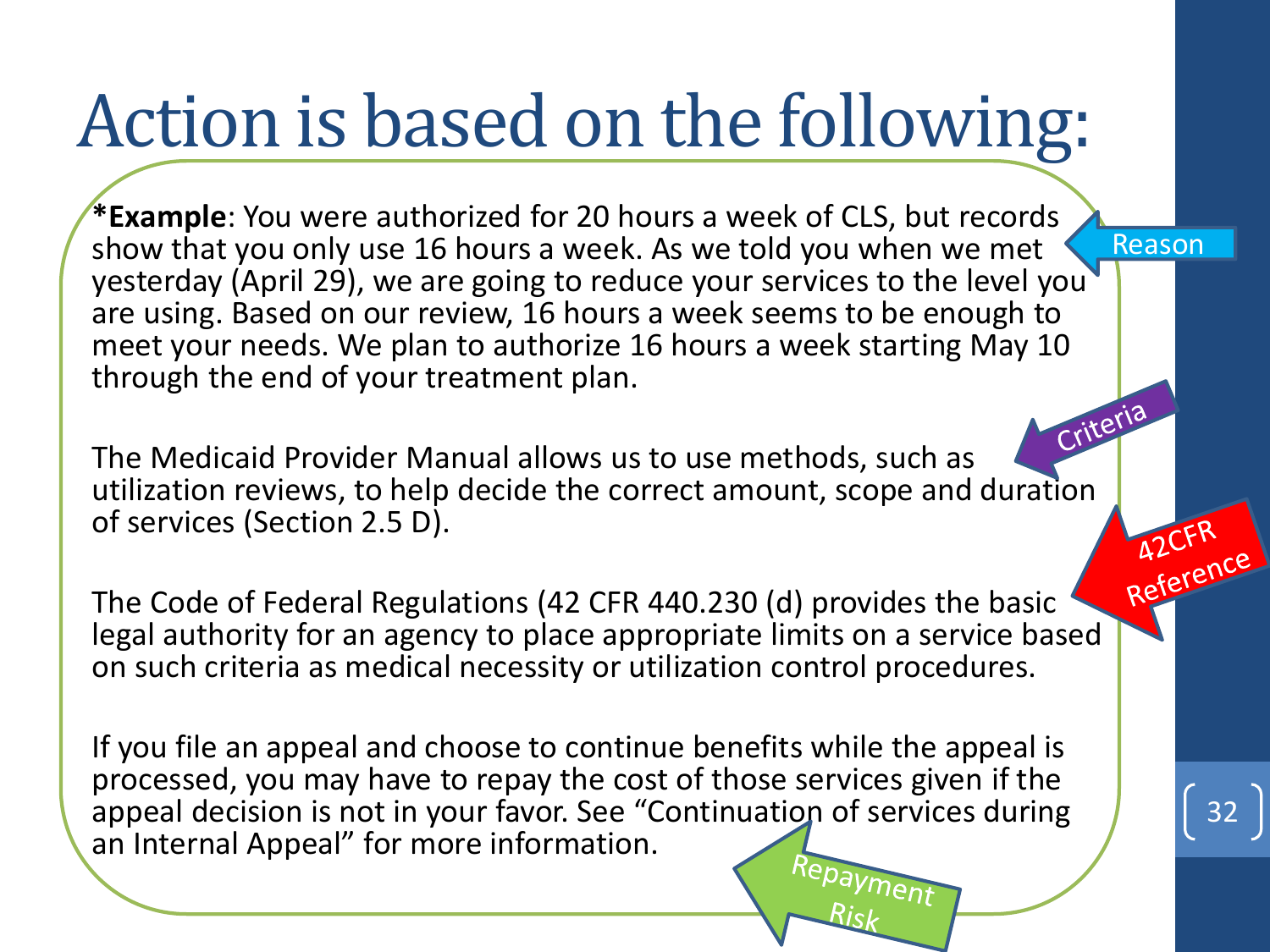# Action is based on the following:

***Example**: You were authorized for 20 hours a week of CLS, but records show that you only use 16 hours a week. As we told you when we met yesterday (April 29), we are going to reduce your services to the level you are using. Based on our review, 16 hours a week seems to be enough to meet your needs. We plan to authorize 16 hours a week starting May 10 through the end of your treatment plan.

Reason

The Medicaid Provider Manual allows us to use methods, such as utilization reviews, to help decide the correct amount, scope and duration of services (Section 2.5 D).

Criteria

The Code of Federal Regulations (42 CFR 440.230 (d) provides the basic legal authority for an agency to place appropriate limits on a service based on such criteria as medical necessity or utilization control procedures.

42CFR Reference

If you file an appeal and choose to continue benefits while the appeal is processed, you may have to repay the cost of those services given if the appeal decision is not in your favor. See "Continuation of services during an Internal Appeal" for more information.

Repayment Risk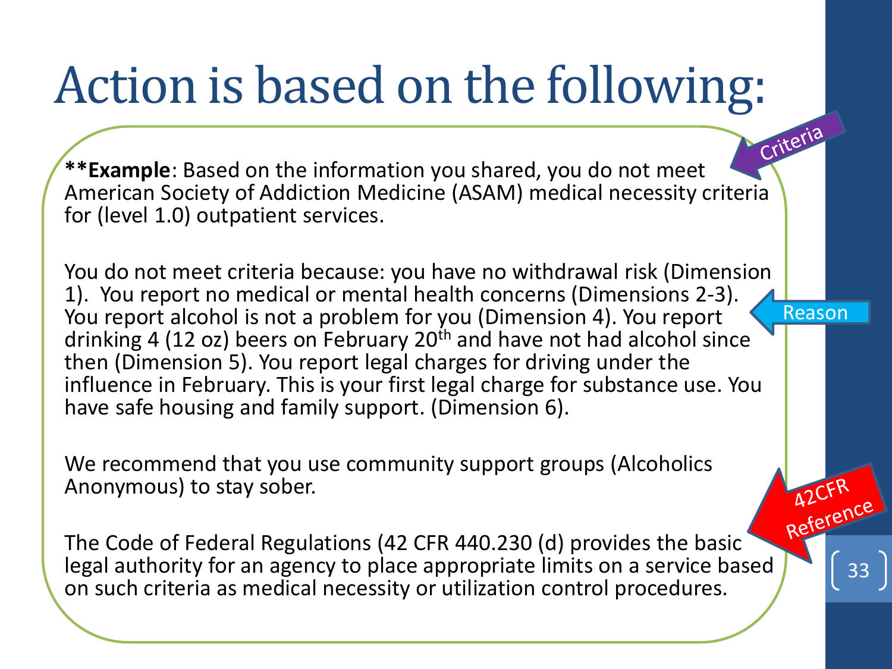# Action is based on the following:

**Example**: Based on the information you shared, you do not meet American Society of Addiction Medicine (ASAM) medical necessity criteria for (level 1.0) outpatient services.

Criteria

You do not meet criteria because: you have no withdrawal risk (Dimension 1). You report no medical or mental health concerns (Dimensions 2-3). You report alcohol is not a problem for you (Dimension 4). You report drinking 4 (12 oz) beers on February 20th and have not had alcohol since then (Dimension 5). You report legal charges for driving under the influence in February. This is your first legal charge for substance use. You have safe housing and family support. (Dimension 6).

Reason

We recommend that you use community support groups (Alcoholics Anonymous) to stay sober.

The Code of Federal Regulations (42 CFR 440.230 (d) provides the basic legal authority for an agency to place appropriate limits on a service based on such criteria as medical necessity or utilization control procedures.

42CFR Reference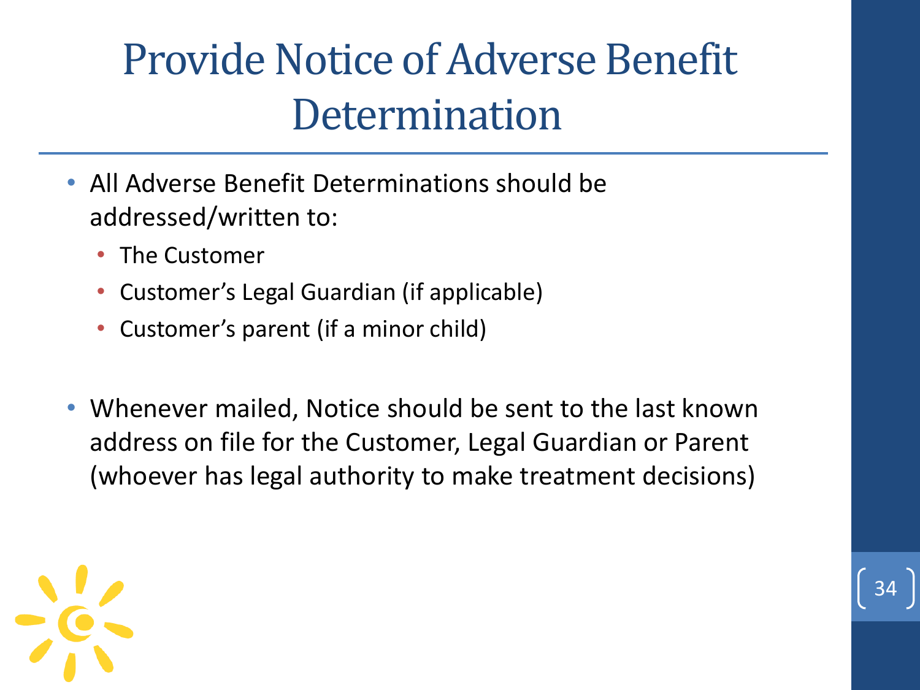# Provide Notice of Adverse Benefit Determination

- All Adverse Benefit Determinations should be addressed/written to:
  - The Customer
  - Customer's Legal Guardian (if applicable)
  - Customer's parent (if a minor child)

- Whenever mailed, Notice should be sent to the last known address on file for the Customer, Legal Guardian or Parent (whoever has legal authority to make treatment decisions)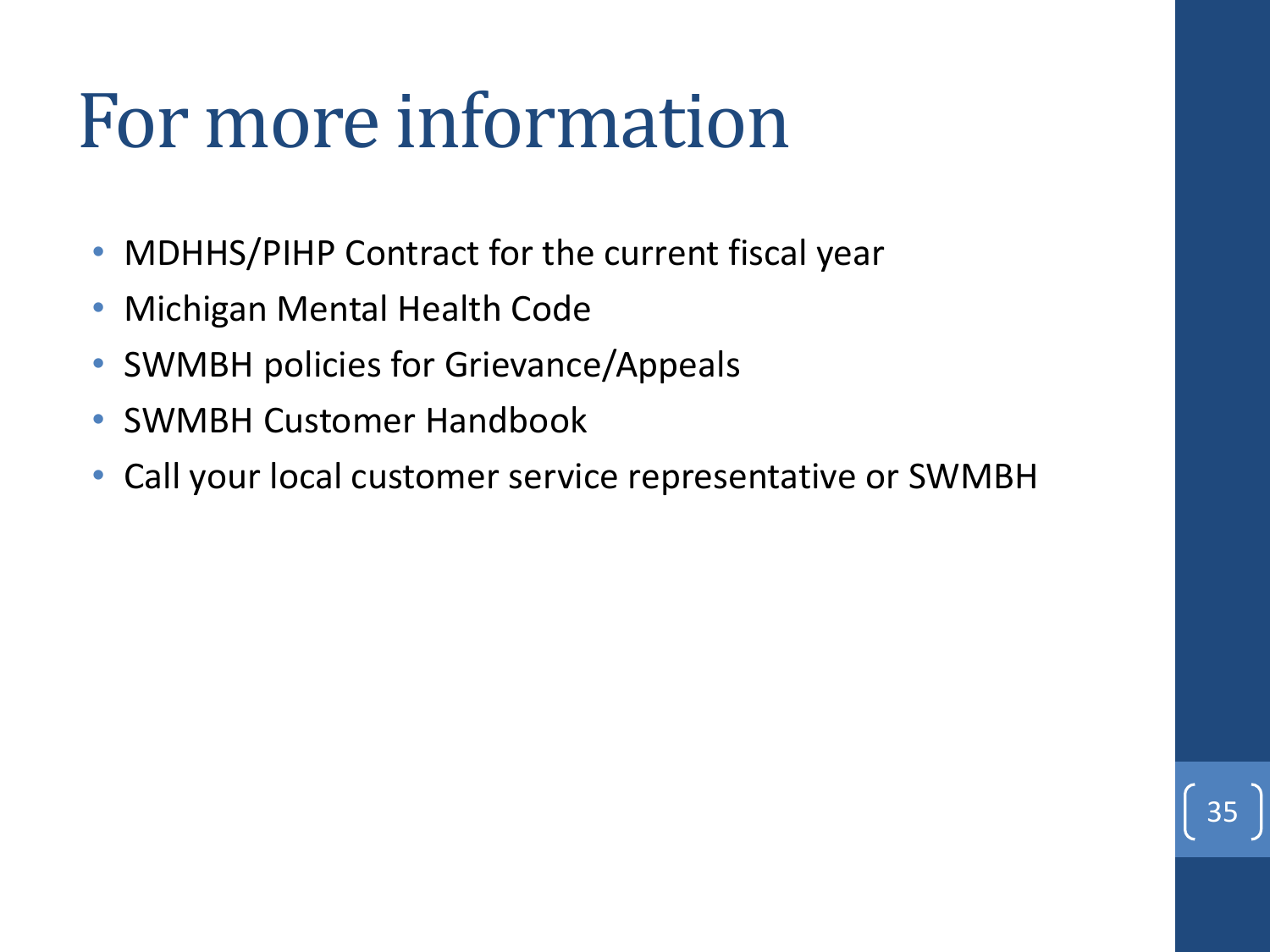# For more information

- MDHHS/PIHP Contract for the current fiscal year
- Michigan Mental Health Code
- SWMBH policies for Grievance/Appeals
- SWMBH Customer Handbook
- Call your local customer service representative or SWMBH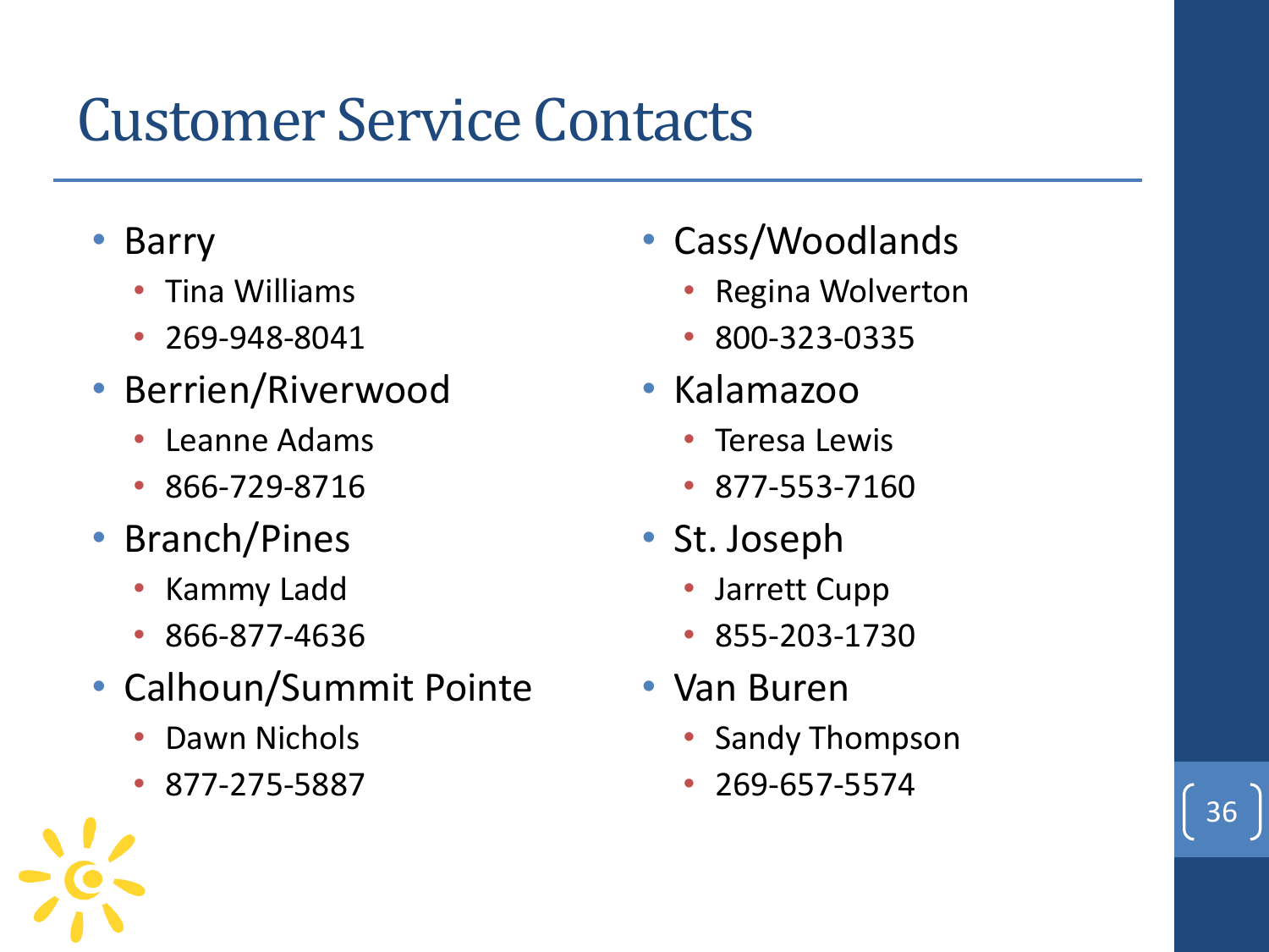# Customer Service Contacts

- Barry
  - Tina Williams
  - 269-948-8041
- Berrien/Riverwood
  - Leanne Adams
  - 866-729-8716
- Branch/Pines
  - Kammy Ladd
  - 866-877-4636
- Calhoun/Summit Pointe
  - Dawn Nichols
  - 877-275-5887
- Cass/Woodlands
  - Regina Wolverton
  - 800-323-0335
- Kalamazoo
  - Teresa Lewis
  - 877-553-7160
- St. Joseph
  - Jarrett Cupp
  - 855-203-1730
- Van Buren
  - Sandy Thompson
  - 269-657-5574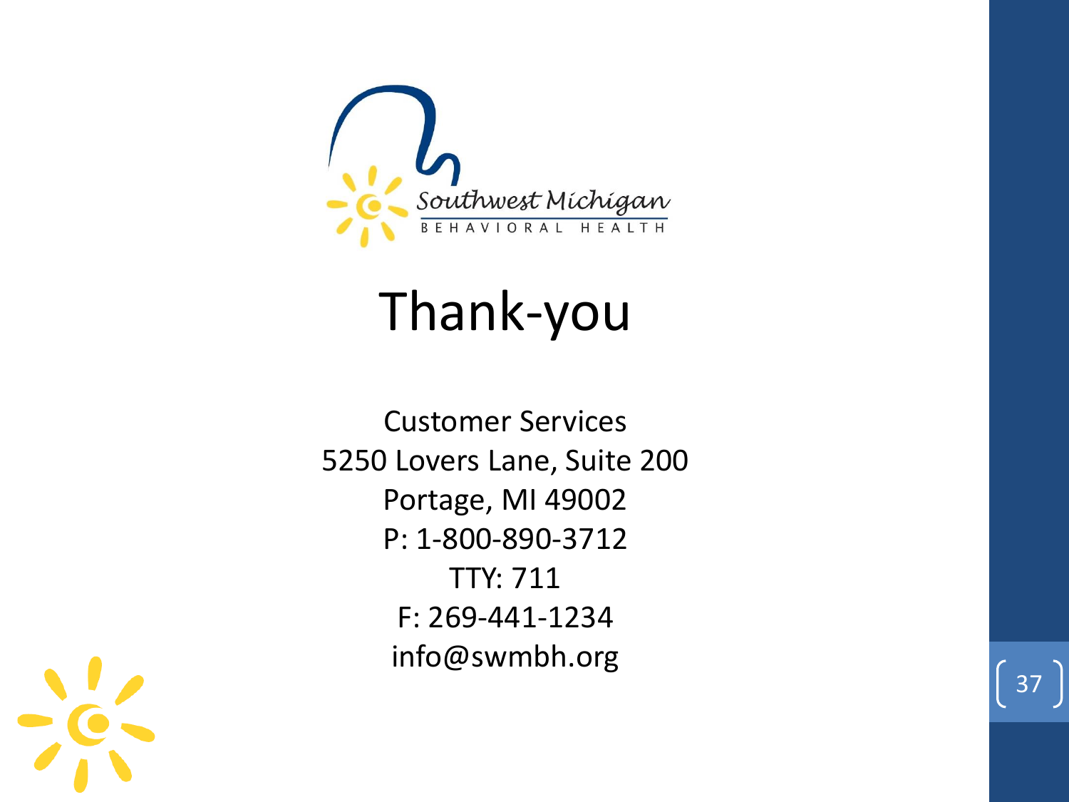Southwest Michigan
BEHAVIORAL HEALTH

# Thank-you

Customer Services
5250 Lovers Lane, Suite 200
Portage, MI 49002
P: 1-800-890-3712
TTY: 711
F: 269-441-1234
info@swmbh.org